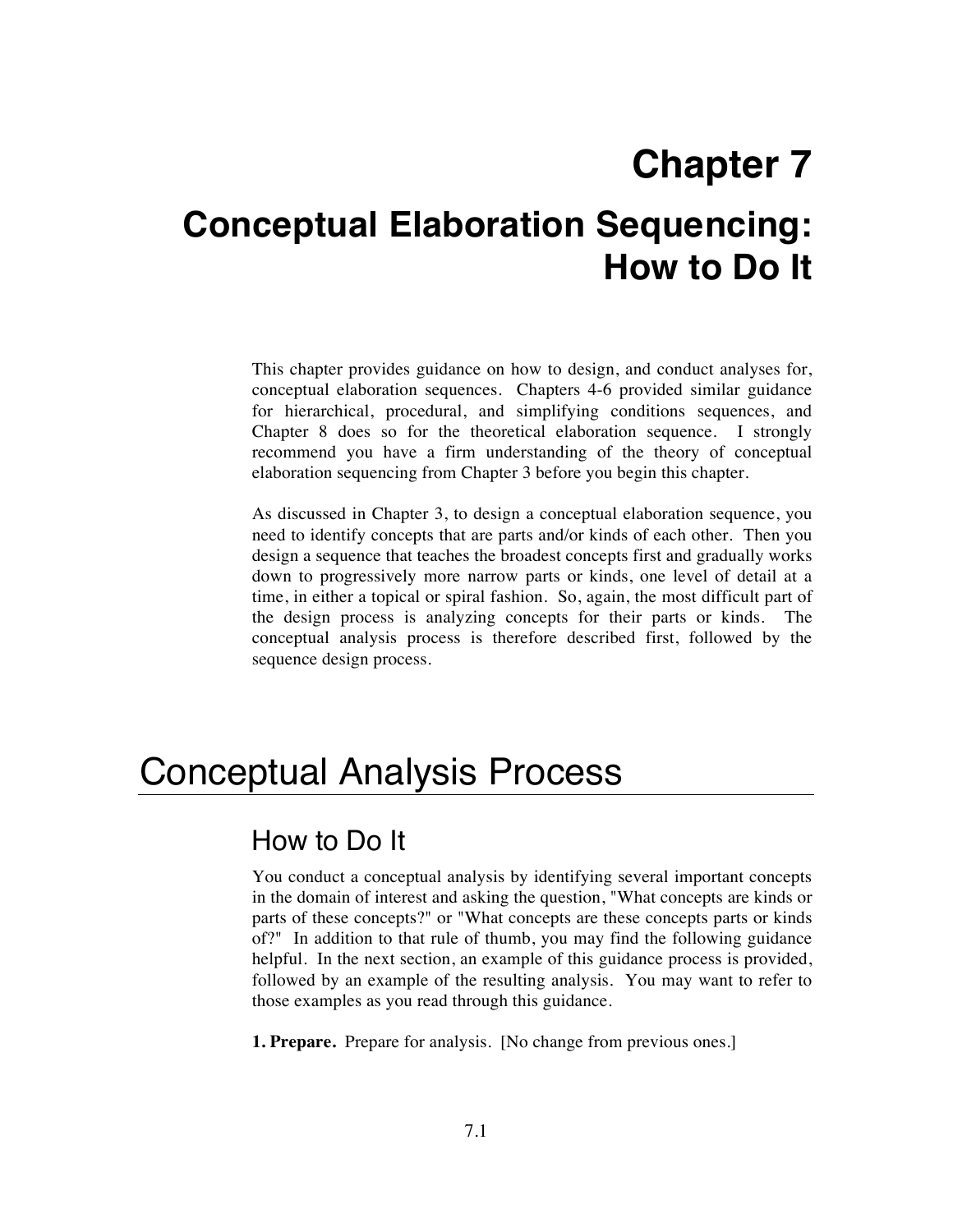# Chapter 7

# Conceptual Elaboration Sequencing: How to Do It

This chapter provides guidance on how to design, and conduct analyses for, conceptual elaboration sequences. Chapters 4-6 provided similar guidance for hierarchical, procedural, and simplifying conditions sequences, and Chapter 8 does so for the theoretical elaboration sequence. I strongly recommend you have a firm understanding of the theory of conceptual elaboration sequencing from Chapter 3 before you begin this chapter.

As discussed in Chapter 3, to design a conceptual elaboration sequence, you need to identify concepts that are parts and/or kinds of each other. Then you design a sequence that teaches the broadest concepts first and gradually works down to progressively more narrow parts or kinds, one level of detail at a time, in either a topical or spiral fashion. So, again, the most difficult part of the design process is analyzing concepts for their parts or kinds. The conceptual analysis process is therefore described first, followed by the sequence design process.

## Conceptual Analysis Process

### How to Do It

You conduct a conceptual analysis by identifying several important concepts in the domain of interest and asking the question, "What concepts are kinds or parts of these concepts?" or "What concepts are these concepts parts or kinds of?" In addition to that rule of thumb, you may find the following guidance helpful. In the next section, an example of this guidance process is provided, followed by an example of the resulting analysis. You may want to refer to those examples as you read through this guidance.

**1. Prepare.** Prepare for analysis. [No change from previous ones.]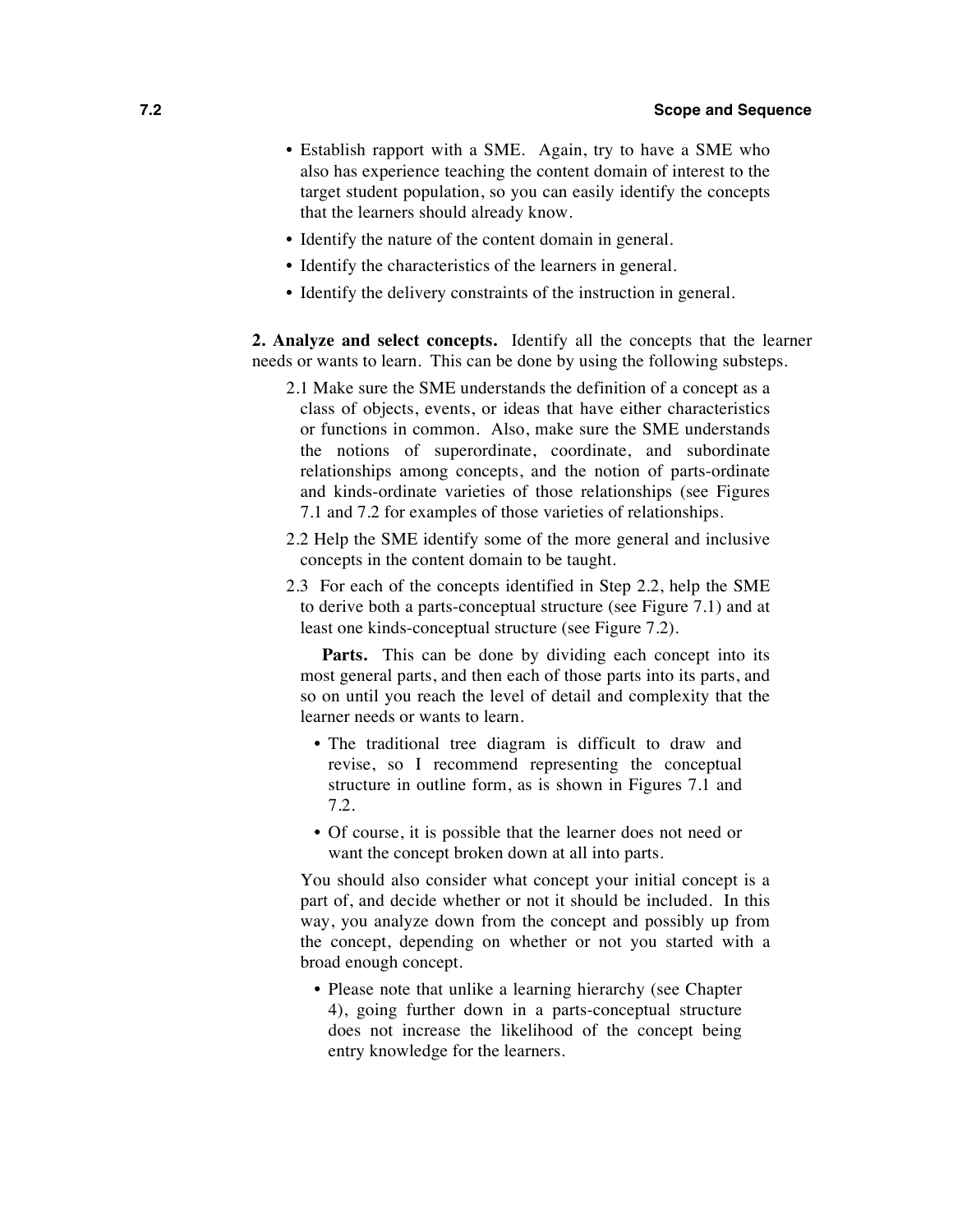- Establish rapport with a SME. Again, try to have a SME who also has experience teaching the content domain of interest to the target student population, so you can easily identify the concepts that the learners should already know.
- Identify the nature of the content domain in general.
- Identify the characteristics of the learners in general.
- Identify the delivery constraints of the instruction in general.

**2. Analyze and select concepts.** Identify all the concepts that the learner needs or wants to learn. This can be done by using the following substeps.

2.1 Make sure the SME understands the definition of a concept as a class of objects, events, or ideas that have either characteristics or functions in common. Also, make sure the SME understands the notions of superordinate, coordinate, and subordinate relationships among concepts, and the notion of parts-ordinate and kinds-ordinate varieties of those relationships (see Figures 7.1 and 7.2 for examples of those varieties of relationships.

2.2 Help the SME identify some of the more general and inclusive concepts in the content domain to be taught.

2.3 For each of the concepts identified in Step 2.2, help the SME to derive both a parts-conceptual structure (see Figure 7.1) and at least one kinds-conceptual structure (see Figure 7.2).

**Parts.** This can be done by dividing each concept into its most general parts, and then each of those parts into its parts, and so on until you reach the level of detail and complexity that the learner needs or wants to learn.

- The traditional tree diagram is difficult to draw and revise, so I recommend representing the conceptual structure in outline form, as is shown in Figures 7.1 and 7.2.
- Of course, it is possible that the learner does not need or want the concept broken down at all into parts.

You should also consider what concept your initial concept is a part of, and decide whether or not it should be included. In this way, you analyze down from the concept and possibly up from the concept, depending on whether or not you started with a broad enough concept.

- Please note that unlike a learning hierarchy (see Chapter 4), going further down in a parts-conceptual structure does not increase the likelihood of the concept being entry knowledge for the learners.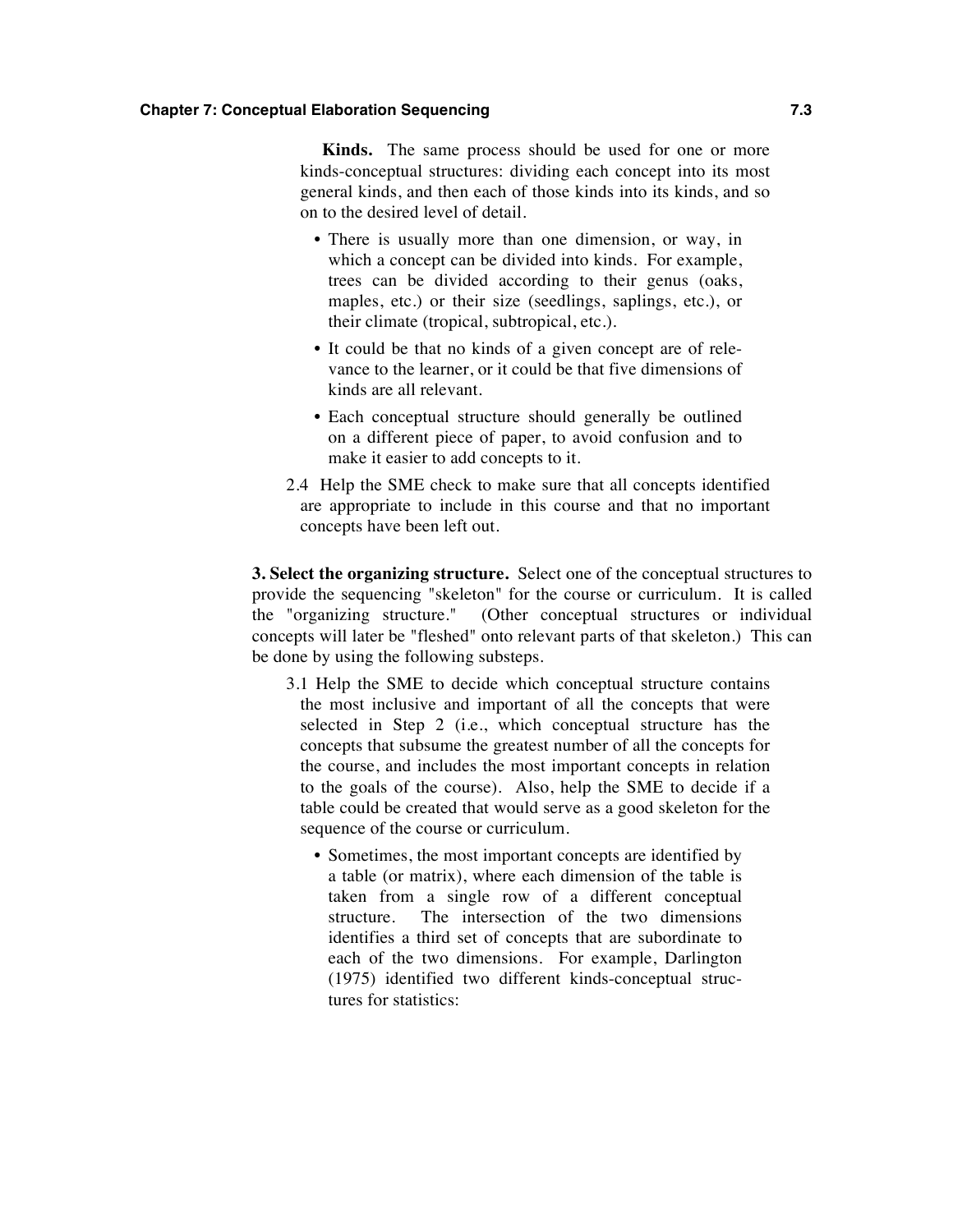**Kinds.** The same process should be used for one or more kinds-conceptual structures: dividing each concept into its most general kinds, and then each of those kinds into its kinds, and so on to the desired level of detail.

- There is usually more than one dimension, or way, in which a concept can be divided into kinds. For example, trees can be divided according to their genus (oaks, maples, etc.) or their size (seedlings, saplings, etc.), or their climate (tropical, subtropical, etc.).
- It could be that no kinds of a given concept are of relevance to the learner, or it could be that five dimensions of kinds are all relevant.
- Each conceptual structure should generally be outlined on a different piece of paper, to avoid confusion and to make it easier to add concepts to it.

2.4 Help the SME check to make sure that all concepts identified are appropriate to include in this course and that no important concepts have been left out.

**3. Select the organizing structure.** Select one of the conceptual structures to provide the sequencing "skeleton" for the course or curriculum. It is called the "organizing structure." (Other conceptual structures or individual concepts will later be "fleshed" onto relevant parts of that skeleton.) This can be done by using the following substeps.

3.1 Help the SME to decide which conceptual structure contains the most inclusive and important of all the concepts that were selected in Step 2 (i.e., which conceptual structure has the concepts that subsume the greatest number of all the concepts for the course, and includes the most important concepts in relation to the goals of the course). Also, help the SME to decide if a table could be created that would serve as a good skeleton for the sequence of the course or curriculum.

- Sometimes, the most important concepts are identified by a table (or matrix), where each dimension of the table is taken from a single row of a different conceptual structure. The intersection of the two dimensions identifies a third set of concepts that are subordinate to each of the two dimensions. For example, Darlington (1975) identified two different kinds-conceptual structures for statistics: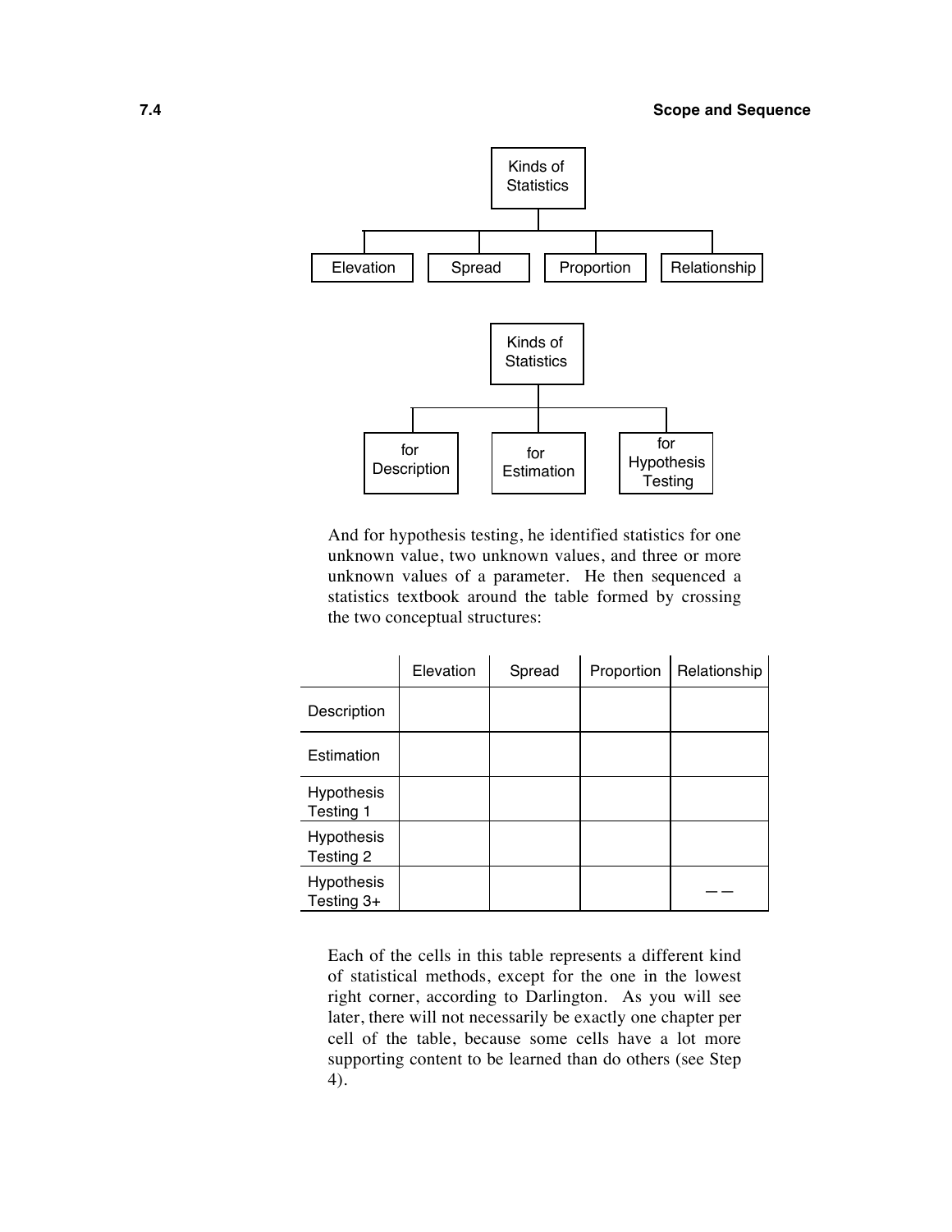Kinds of Statistics

- Elevation
- Spread
- Proportion
- Relationship

Kinds of Statistics

- for Description
- for Estimation
- for Hypothesis Testing

And for hypothesis testing, he identified statistics for one unknown value, two unknown values, and three or more unknown values of a parameter. He then sequenced a statistics textbook around the table formed by crossing the two conceptual structures:

| | Elevation | Spread | Proportion | Relationship |
|---|---|---|---|---|
| Description | | | | |
| Estimation | | | | |
| Hypothesis Testing 1 | | | | |
| Hypothesis Testing 2 | | | | |
| Hypothesis Testing 3+ | | | | — — |

Each of the cells in this table represents a different kind of statistical methods, except for the one in the lowest right corner, according to Darlington. As you will see later, there will not necessarily be exactly one chapter per cell of the table, because some cells have a lot more supporting content to be learned than do others (see Step 4).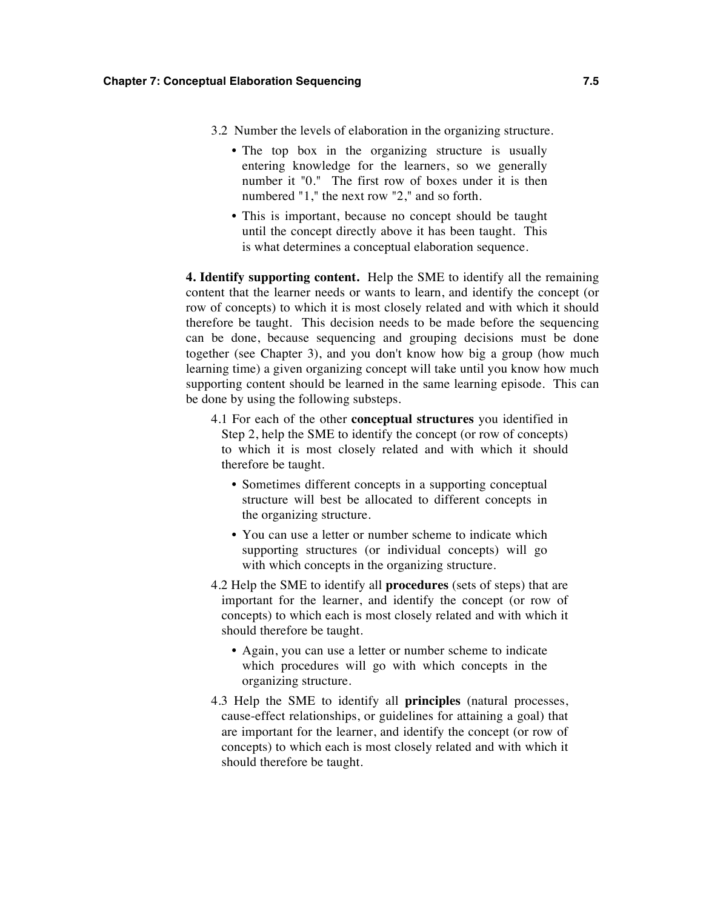3.2 Number the levels of elaboration in the organizing structure.

- The top box in the organizing structure is usually entering knowledge for the learners, so we generally number it "0." The first row of boxes under it is then numbered "1," the next row "2," and so forth.
- This is important, because no concept should be taught until the concept directly above it has been taught. This is what determines a conceptual elaboration sequence.

**4. Identify supporting content.** Help the SME to identify all the remaining content that the learner needs or wants to learn, and identify the concept (or row of concepts) to which it is most closely related and with which it should therefore be taught. This decision needs to be made before the sequencing can be done, because sequencing and grouping decisions must be done together (see Chapter 3), and you don't know how big a group (how much learning time) a given organizing concept will take until you know how much supporting content should be learned in the same learning episode. This can be done by using the following substeps.

4.1 For each of the other **conceptual structures** you identified in Step 2, help the SME to identify the concept (or row of concepts) to which it is most closely related and with which it should therefore be taught.

- Sometimes different concepts in a supporting conceptual structure will best be allocated to different concepts in the organizing structure.
- You can use a letter or number scheme to indicate which supporting structures (or individual concepts) will go with which concepts in the organizing structure.

4.2 Help the SME to identify all **procedures** (sets of steps) that are important for the learner, and identify the concept (or row of concepts) to which each is most closely related and with which it should therefore be taught.

- Again, you can use a letter or number scheme to indicate which procedures will go with which concepts in the organizing structure.

4.3 Help the SME to identify all **principles** (natural processes, cause-effect relationships, or guidelines for attaining a goal) that are important for the learner, and identify the concept (or row of concepts) to which each is most closely related and with which it should therefore be taught.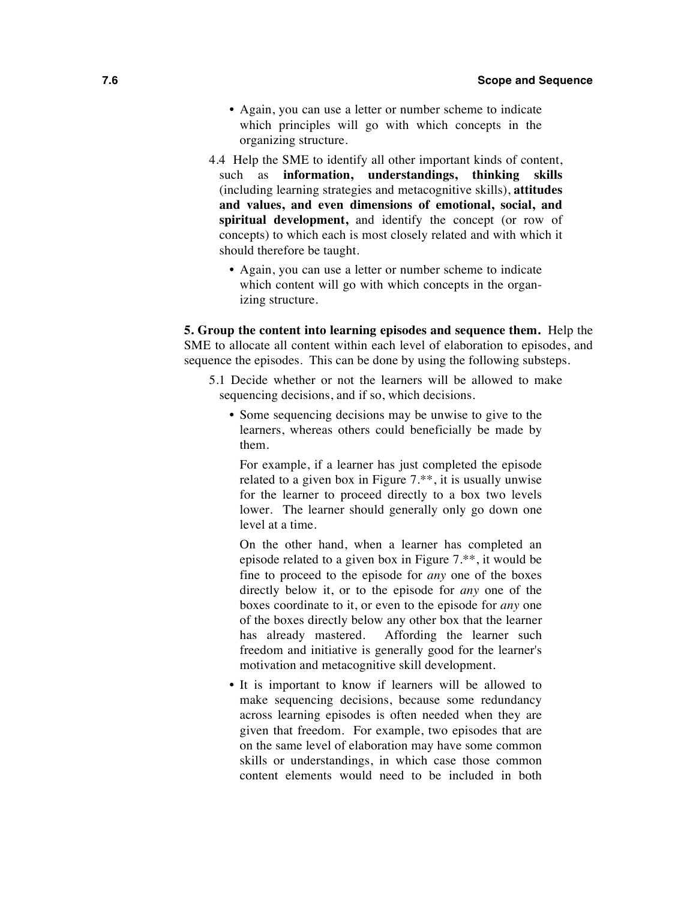- Again, you can use a letter or number scheme to indicate which principles will go with which concepts in the organizing structure.

4.4 Help the SME to identify all other important kinds of content, such as **information, understandings, thinking skills** (including learning strategies and metacognitive skills), **attitudes and values, and even dimensions of emotional, social, and spiritual development,** and identify the concept (or row of concepts) to which each is most closely related and with which it should therefore be taught.

- Again, you can use a letter or number scheme to indicate which content will go with which concepts in the organizing structure.

**5. Group the content into learning episodes and sequence them.** Help the SME to allocate all content within each level of elaboration to episodes, and sequence the episodes. This can be done by using the following substeps.

5.1 Decide whether or not the learners will be allowed to make sequencing decisions, and if so, which decisions.

- Some sequencing decisions may be unwise to give to the learners, whereas others could beneficially be made by them.

  For example, if a learner has just completed the episode related to a given box in Figure 7.**, it is usually unwise for the learner to proceed directly to a box two levels lower. The learner should generally only go down one level at a time.

  On the other hand, when a learner has completed an episode related to a given box in Figure 7.**, it would be fine to proceed to the episode for *any* one of the boxes directly below it, or to the episode for *any* one of the boxes coordinate to it, or even to the episode for *any* one of the boxes directly below any other box that the learner has already mastered. Affording the learner such freedom and initiative is generally good for the learner's motivation and metacognitive skill development.

- It is important to know if learners will be allowed to make sequencing decisions, because some redundancy across learning episodes is often needed when they are given that freedom. For example, two episodes that are on the same level of elaboration may have some common skills or understandings, in which case those common content elements would need to be included in both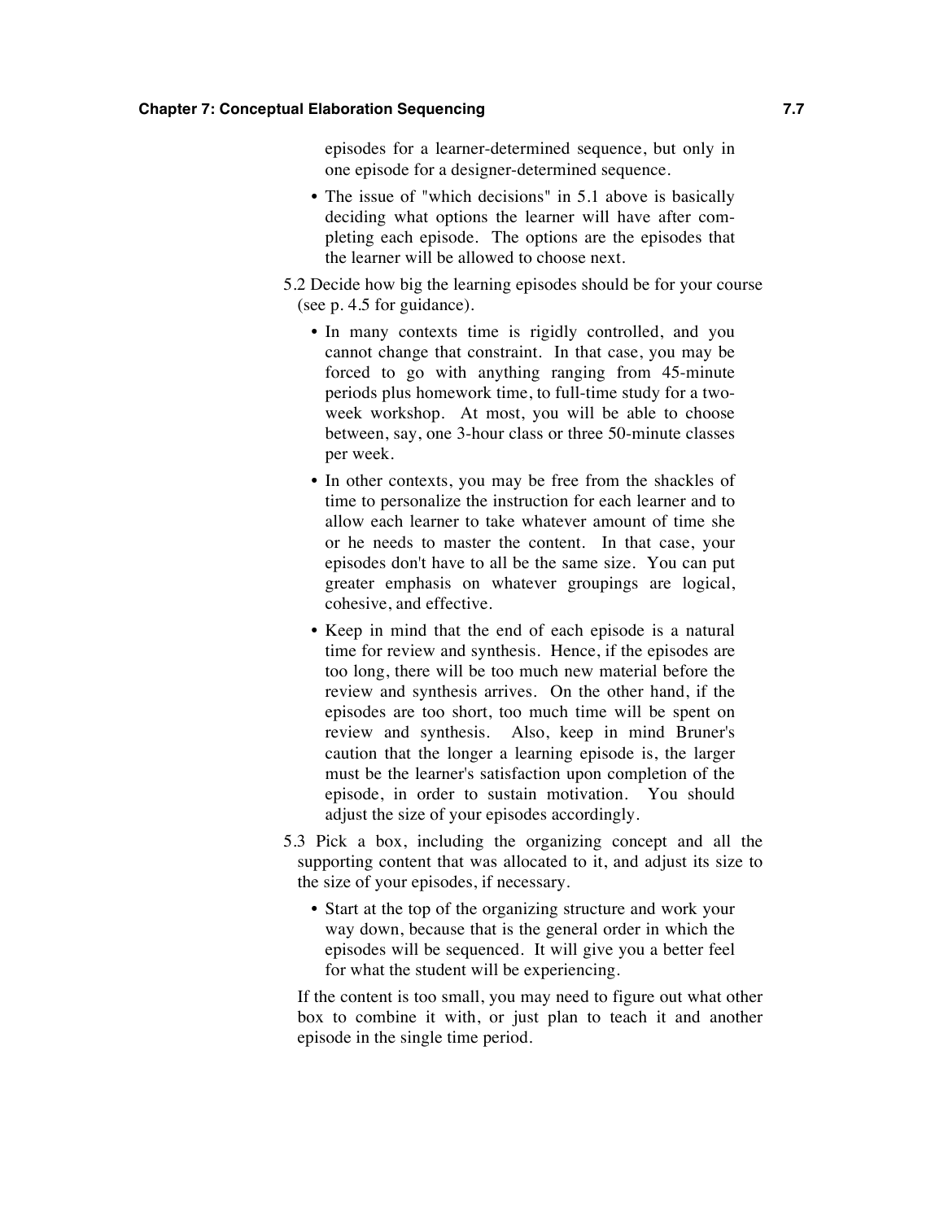episodes for a learner-determined sequence, but only in one episode for a designer-determined sequence.

- The issue of "which decisions" in 5.1 above is basically deciding what options the learner will have after completing each episode. The options are the episodes that the learner will be allowed to choose next.

5.2 Decide how big the learning episodes should be for your course (see p. 4.5 for guidance).

- In many contexts time is rigidly controlled, and you cannot change that constraint. In that case, you may be forced to go with anything ranging from 45-minute periods plus homework time, to full-time study for a two-week workshop. At most, you will be able to choose between, say, one 3-hour class or three 50-minute classes per week.
- In other contexts, you may be free from the shackles of time to personalize the instruction for each learner and to allow each learner to take whatever amount of time she or he needs to master the content. In that case, your episodes don't have to all be the same size. You can put greater emphasis on whatever groupings are logical, cohesive, and effective.
- Keep in mind that the end of each episode is a natural time for review and synthesis. Hence, if the episodes are too long, there will be too much new material before the review and synthesis arrives. On the other hand, if the episodes are too short, too much time will be spent on review and synthesis. Also, keep in mind Bruner's caution that the longer a learning episode is, the larger must be the learner's satisfaction upon completion of the episode, in order to sustain motivation. You should adjust the size of your episodes accordingly.

5.3 Pick a box, including the organizing concept and all the supporting content that was allocated to it, and adjust its size to the size of your episodes, if necessary.

- Start at the top of the organizing structure and work your way down, because that is the general order in which the episodes will be sequenced. It will give you a better feel for what the student will be experiencing.

If the content is too small, you may need to figure out what other box to combine it with, or just plan to teach it and another episode in the single time period.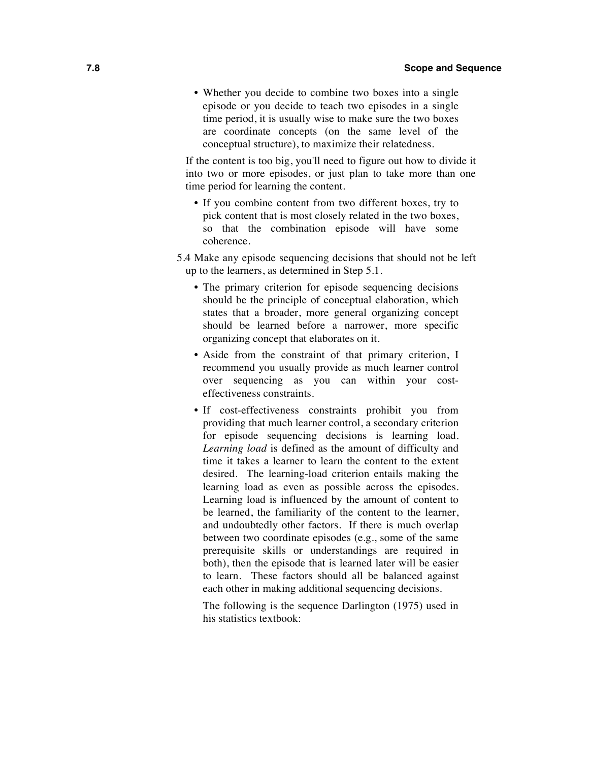- Whether you decide to combine two boxes into a single episode or you decide to teach two episodes in a single time period, it is usually wise to make sure the two boxes are coordinate concepts (on the same level of the conceptual structure), to maximize their relatedness.

If the content is too big, you'll need to figure out how to divide it into two or more episodes, or just plan to take more than one time period for learning the content.

- If you combine content from two different boxes, try to pick content that is most closely related in the two boxes, so that the combination episode will have some coherence.

5.4 Make any episode sequencing decisions that should not be left up to the learners, as determined in Step 5.1.

- The primary criterion for episode sequencing decisions should be the principle of conceptual elaboration, which states that a broader, more general organizing concept should be learned before a narrower, more specific organizing concept that elaborates on it.
- Aside from the constraint of that primary criterion, I recommend you usually provide as much learner control over sequencing as you can within your cost-effectiveness constraints.
- If cost-effectiveness constraints prohibit you from providing that much learner control, a secondary criterion for episode sequencing decisions is learning load. *Learning load* is defined as the amount of difficulty and time it takes a learner to learn the content to the extent desired. The learning-load criterion entails making the learning load as even as possible across the episodes. Learning load is influenced by the amount of content to be learned, the familiarity of the content to the learner, and undoubtedly other factors. If there is much overlap between two coordinate episodes (e.g., some of the same prerequisite skills or understandings are required in both), then the episode that is learned later will be easier to learn. These factors should all be balanced against each other in making additional sequencing decisions.

  The following is the sequence Darlington (1975) used in his statistics textbook: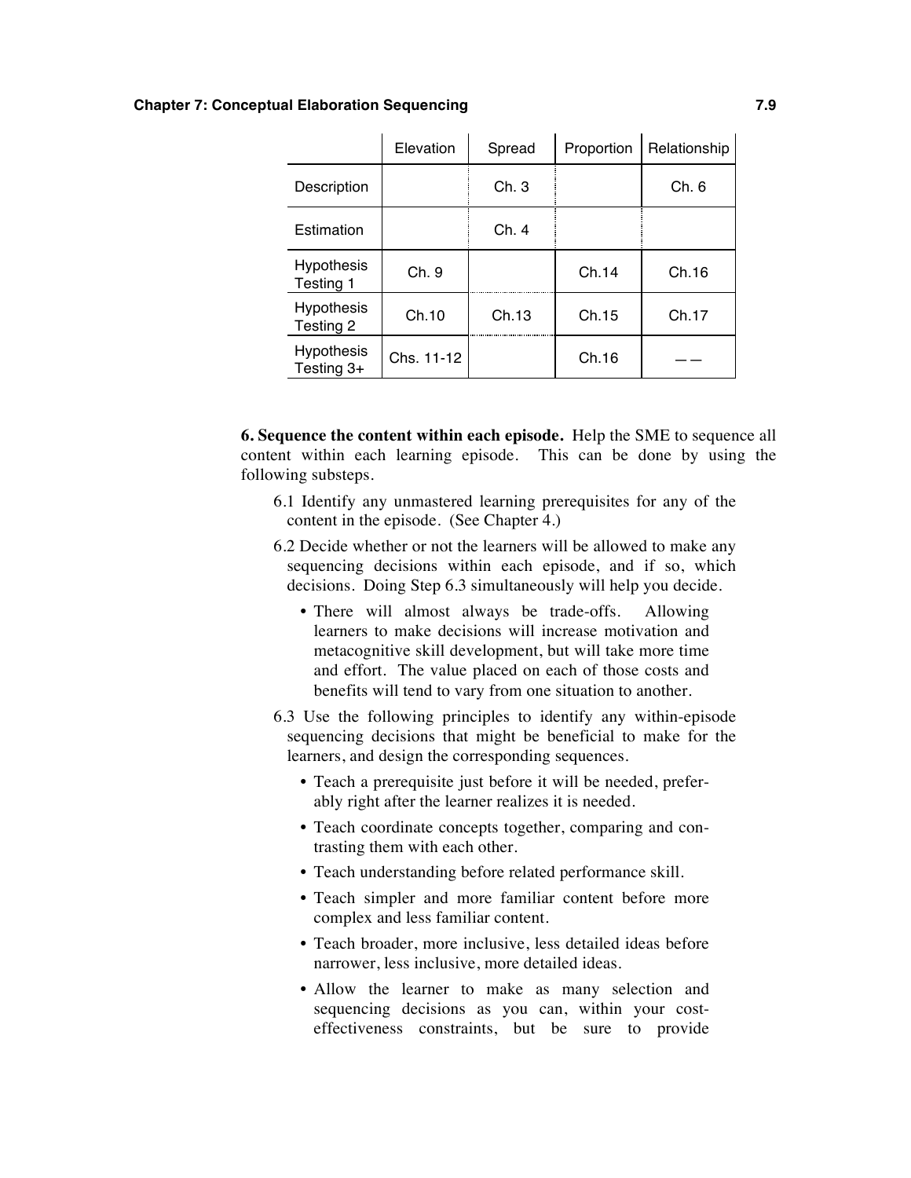|  | Elevation | Spread | Proportion | Relationship |
|---|---|---|---|---|
| Description |  | Ch. 3 |  | Ch. 6 |
| Estimation |  | Ch. 4 |  |  |
| Hypothesis Testing 1 | Ch. 9 |  | Ch.14 | Ch.16 |
| Hypothesis Testing 2 | Ch.10 | Ch.13 | Ch.15 | Ch.17 |
| Hypothesis Testing 3+ | Chs. 11-12 |  | Ch.16 | — — |

**6. Sequence the content within each episode.** Help the SME to sequence all content within each learning episode. This can be done by using the following substeps.

6.1 Identify any unmastered learning prerequisites for any of the content in the episode. (See Chapter 4.)

6.2 Decide whether or not the learners will be allowed to make any sequencing decisions within each episode, and if so, which decisions. Doing Step 6.3 simultaneously will help you decide.

- There will almost always be trade-offs. Allowing learners to make decisions will increase motivation and metacognitive skill development, but will take more time and effort. The value placed on each of those costs and benefits will tend to vary from one situation to another.

6.3 Use the following principles to identify any within-episode sequencing decisions that might be beneficial to make for the learners, and design the corresponding sequences.

- Teach a prerequisite just before it will be needed, preferably right after the learner realizes it is needed.
- Teach coordinate concepts together, comparing and contrasting them with each other.
- Teach understanding before related performance skill.
- Teach simpler and more familiar content before more complex and less familiar content.
- Teach broader, more inclusive, less detailed ideas before narrower, less inclusive, more detailed ideas.
- Allow the learner to make as many selection and sequencing decisions as you can, within your cost-effectiveness constraints, but be sure to provide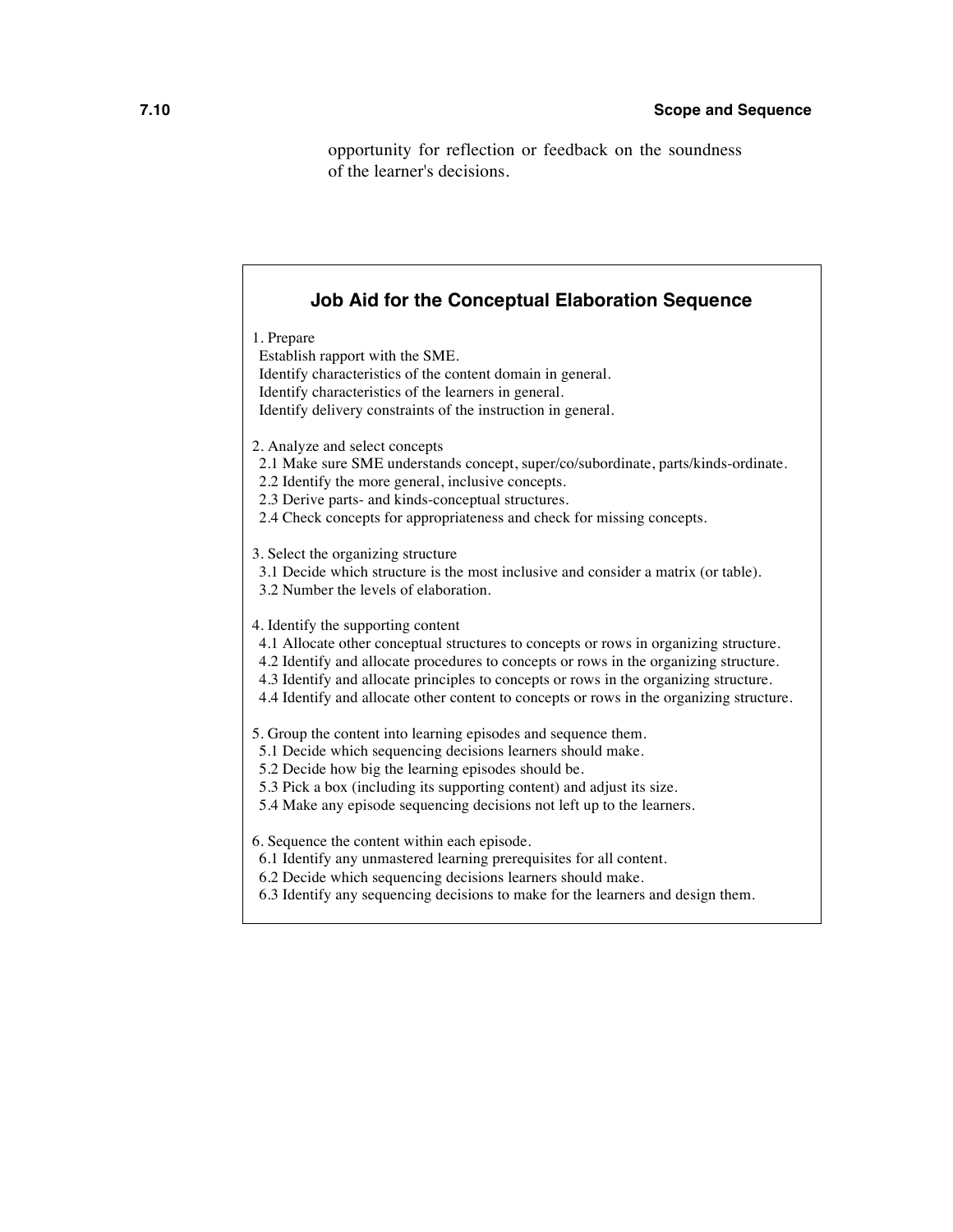opportunity for reflection or feedback on the soundness of the learner's decisions.

### Job Aid for the Conceptual Elaboration Sequence

1. Prepare
   - Establish rapport with the SME.
   - Identify characteristics of the content domain in general.
   - Identify characteristics of the learners in general.
   - Identify delivery constraints of the instruction in general.

2. Analyze and select concepts
   - 2.1 Make sure SME understands concept, super/co/subordinate, parts/kinds-ordinate.
   - 2.2 Identify the more general, inclusive concepts.
   - 2.3 Derive parts- and kinds-conceptual structures.
   - 2.4 Check concepts for appropriateness and check for missing concepts.

3. Select the organizing structure
   - 3.1 Decide which structure is the most inclusive and consider a matrix (or table).
   - 3.2 Number the levels of elaboration.

4. Identify the supporting content
   - 4.1 Allocate other conceptual structures to concepts or rows in organizing structure.
   - 4.2 Identify and allocate procedures to concepts or rows in the organizing structure.
   - 4.3 Identify and allocate principles to concepts or rows in the organizing structure.
   - 4.4 Identify and allocate other content to concepts or rows in the organizing structure.

5. Group the content into learning episodes and sequence them.
   - 5.1 Decide which sequencing decisions learners should make.
   - 5.2 Decide how big the learning episodes should be.
   - 5.3 Pick a box (including its supporting content) and adjust its size.
   - 5.4 Make any episode sequencing decisions not left up to the learners.

6. Sequence the content within each episode.
   - 6.1 Identify any unmastered learning prerequisites for all content.
   - 6.2 Decide which sequencing decisions learners should make.
   - 6.3 Identify any sequencing decisions to make for the learners and design them.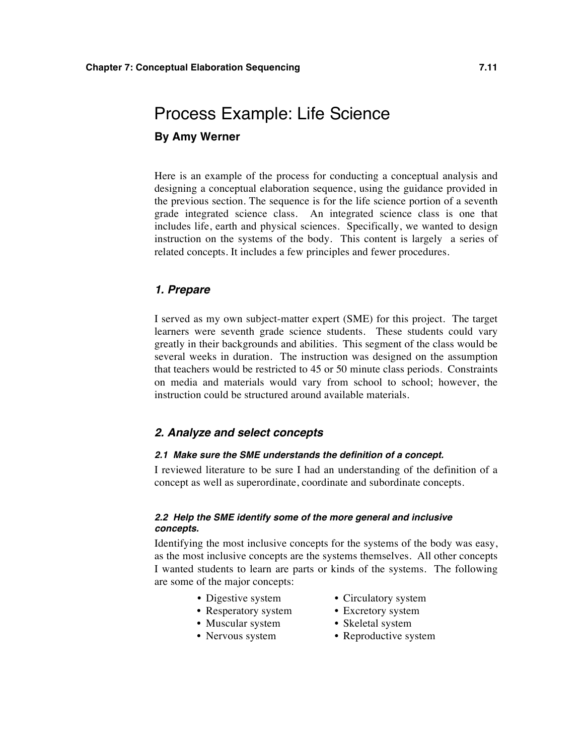# Process Example: Life Science

**By Amy Werner**

Here is an example of the process for conducting a conceptual analysis and designing a conceptual elaboration sequence, using the guidance provided in the previous section. The sequence is for the life science portion of a seventh grade integrated science class. An integrated science class is one that includes life, earth and physical sciences. Specifically, we wanted to design instruction on the systems of the body. This content is largely a series of related concepts. It includes a few principles and fewer procedures.

### *1. Prepare*

I served as my own subject-matter expert (SME) for this project. The target learners were seventh grade science students. These students could vary greatly in their backgrounds and abilities. This segment of the class would be several weeks in duration. The instruction was designed on the assumption that teachers would be restricted to 45 or 50 minute class periods. Constraints on media and materials would vary from school to school; however, the instruction could be structured around available materials.

### *2. Analyze and select concepts*

#### *2.1 Make sure the SME understands the definition of a concept.*

I reviewed literature to be sure I had an understanding of the definition of a concept as well as superordinate, coordinate and subordinate concepts.

#### *2.2 Help the SME identify some of the more general and inclusive concepts.*

Identifying the most inclusive concepts for the systems of the body was easy, as the most inclusive concepts are the systems themselves. All other concepts I wanted students to learn are parts or kinds of the systems. The following are some of the major concepts:

- Digestive system
- Resperatory system
- Muscular system
- Nervous system
- Circulatory system
- Excretory system
- Skeletal system
- Reproductive system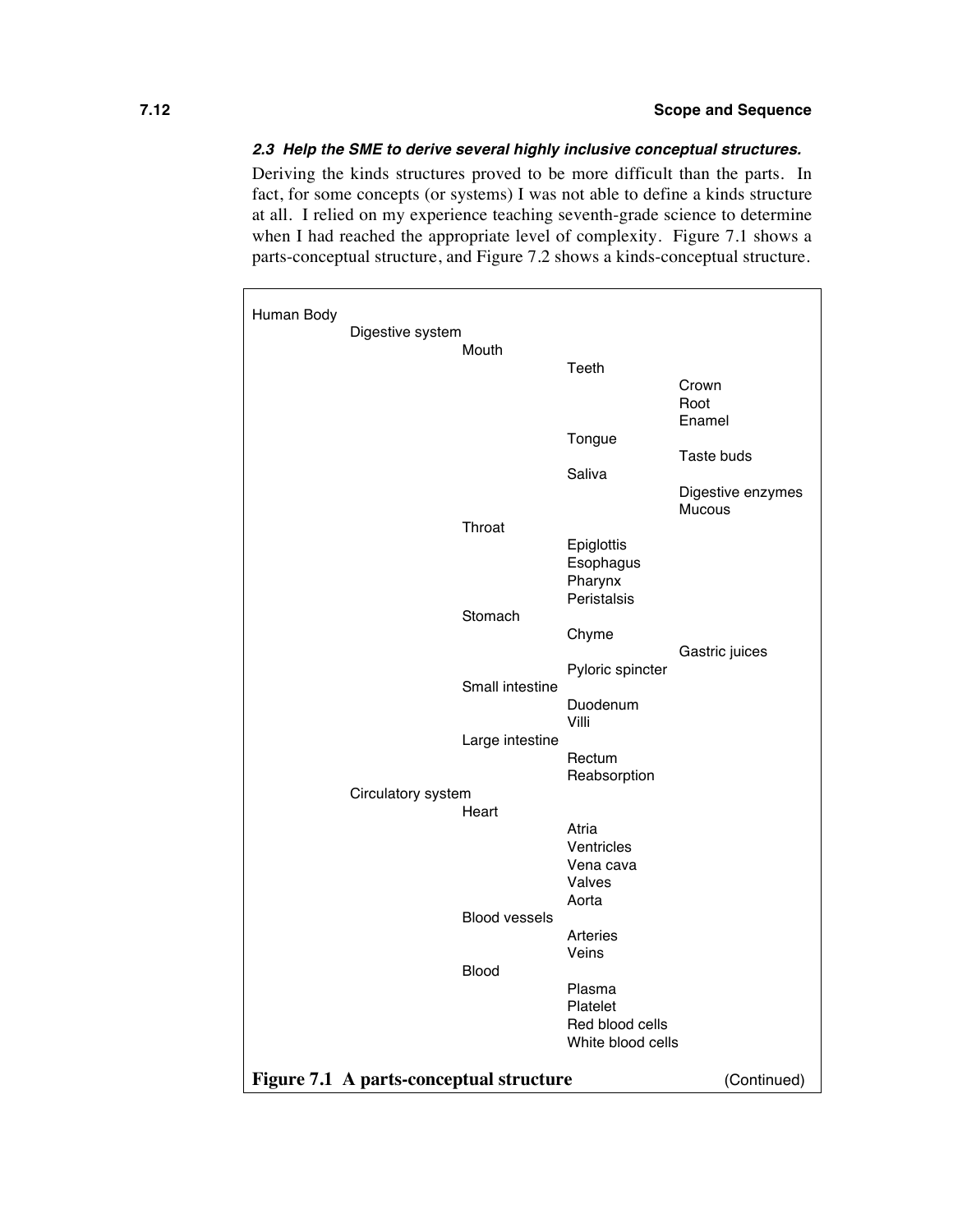### *2.3 Help the SME to derive several highly inclusive conceptual structures.*

Deriving the kinds structures proved to be more difficult than the parts. In fact, for some concepts (or systems) I was not able to define a kinds structure at all. I relied on my experience teaching seventh-grade science to determine when I had reached the appropriate level of complexity. Figure 7.1 shows a parts-conceptual structure, and Figure 7.2 shows a kinds-conceptual structure.

- Human Body
  - Digestive system
    - Mouth
      - Teeth
        - Crown
        - Root
        - Enamel
      - Tongue
        - Taste buds
      - Saliva
        - Digestive enzymes
        - Mucous
    - Throat
      - Epiglottis
      - Esophagus
      - Pharynx
      - Peristalsis
    - Stomach
      - Chyme
        - Gastric juices
      - Pyloric spincter
    - Small intestine
      - Duodenum
      - Villi
    - Large intestine
      - Rectum
      - Reabsorption
  - Circulatory system
    - Heart
      - Atria
      - Ventricles
      - Vena cava
      - Valves
      - Aorta
    - Blood vessels
      - Arteries
      - Veins
    - Blood
      - Plasma
      - Platelet
      - Red blood cells
      - White blood cells

**Figure 7.1 A parts-conceptual structure** (Continued)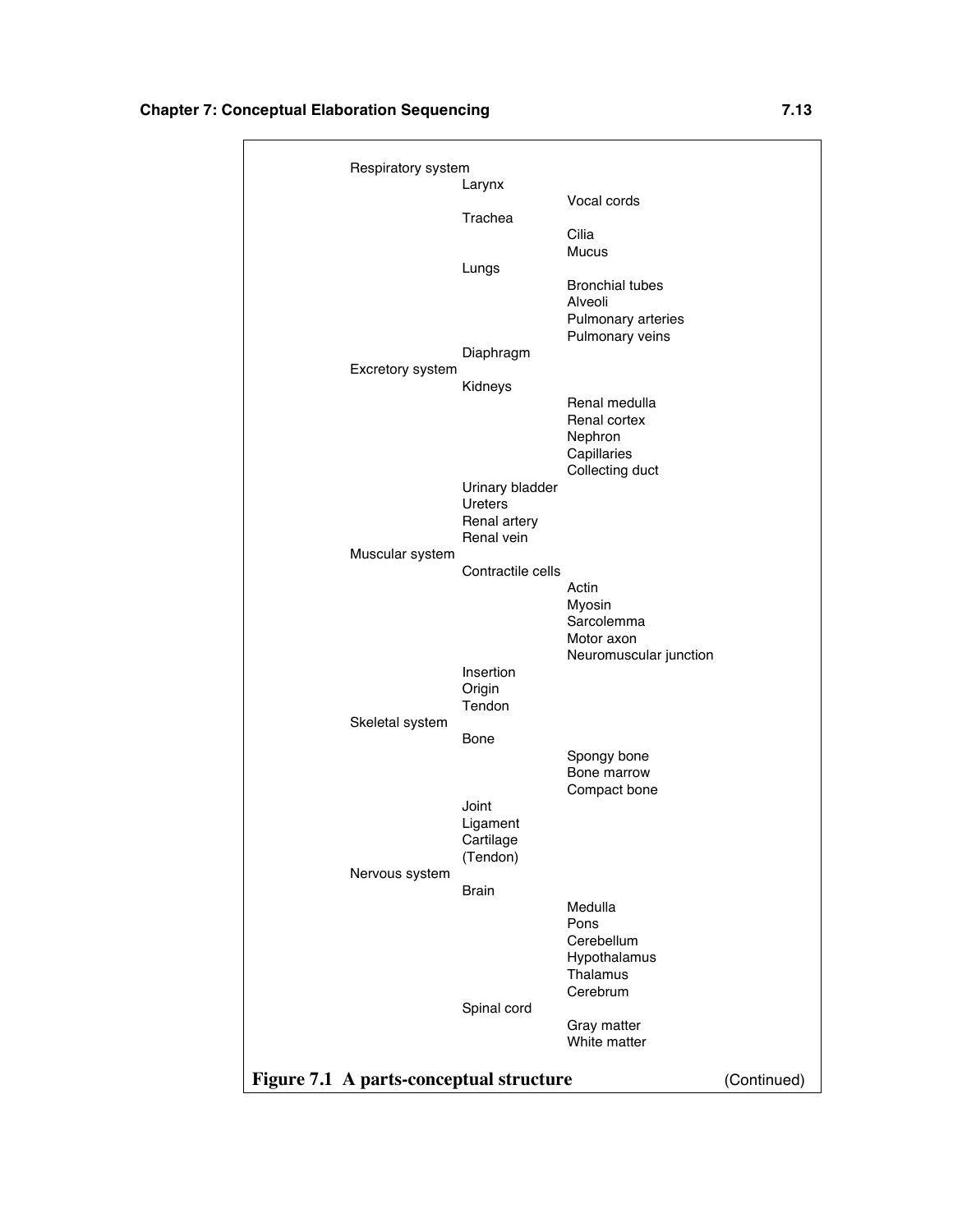- Respiratory system
  - Larynx
    - Vocal cords
  - Trachea
    - Cilia
    - Mucus
  - Lungs
    - Bronchial tubes
    - Alveoli
    - Pulmonary arteries
    - Pulmonary veins
  - Diaphragm
- Excretory system
  - Kidneys
    - Renal medulla
    - Renal cortex
    - Nephron
    - Capillaries
    - Collecting duct
  - Urinary bladder
  - Ureters
  - Renal artery
  - Renal vein
- Muscular system
  - Contractile cells
    - Actin
    - Myosin
    - Sarcolemma
    - Motor axon
    - Neuromuscular junction
  - Insertion
  - Origin
  - Tendon
- Skeletal system
  - Bone
    - Spongy bone
    - Bone marrow
    - Compact bone
  - Joint
  - Ligament
  - Cartilage
  - (Tendon)
- Nervous system
  - Brain
    - Medulla
    - Pons
    - Cerebellum
    - Hypothalamus
    - Thalamus
    - Cerebrum
  - Spinal cord
    - Gray matter
    - White matter

**Figure 7.1 A parts-conceptual structure** (Continued)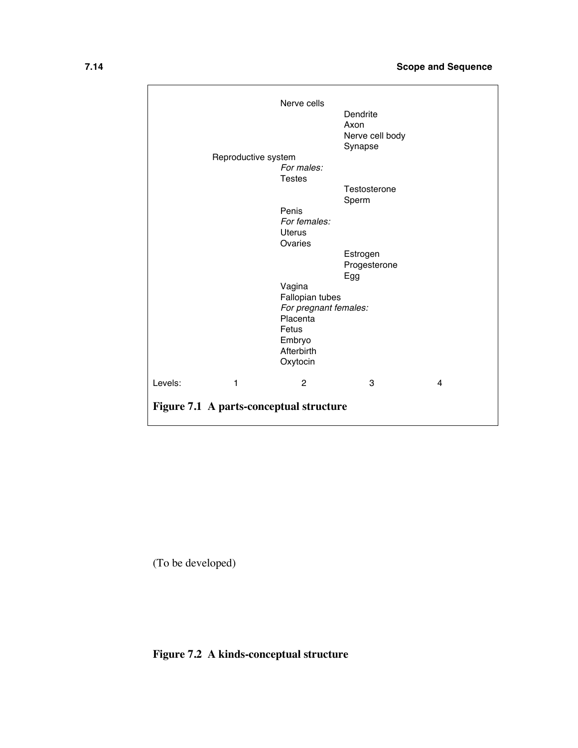| Level 1 | Level 2 | Level 3 | Level 4 |
|---|---|---|---|
| | Nerve cells | | |
| | | Dendrite | |
| | | Axon | |
| | | Nerve cell body | |
| | | Synapse | |
| Reproductive system | | | |
| | *For males:* | | |
| | Testes | | |
| | | Testosterone | |
| | | Sperm | |
| | Penis | | |
| | *For females:* | | |
| | Uterus | | |
| | Ovaries | | |
| | | Estrogen | |
| | | Progesterone | |
| | | Egg | |
| | Vagina | | |
| | Fallopian tubes | | |
| | *For pregnant females:* | | |
| | Placenta | | |
| | Fetus | | |
| | Embryo | | |
| | Afterbirth | | |
| | Oxytocin | | |

**Figure 7.1 A parts-conceptual structure**

(To be developed)

**Figure 7.2 A kinds-conceptual structure**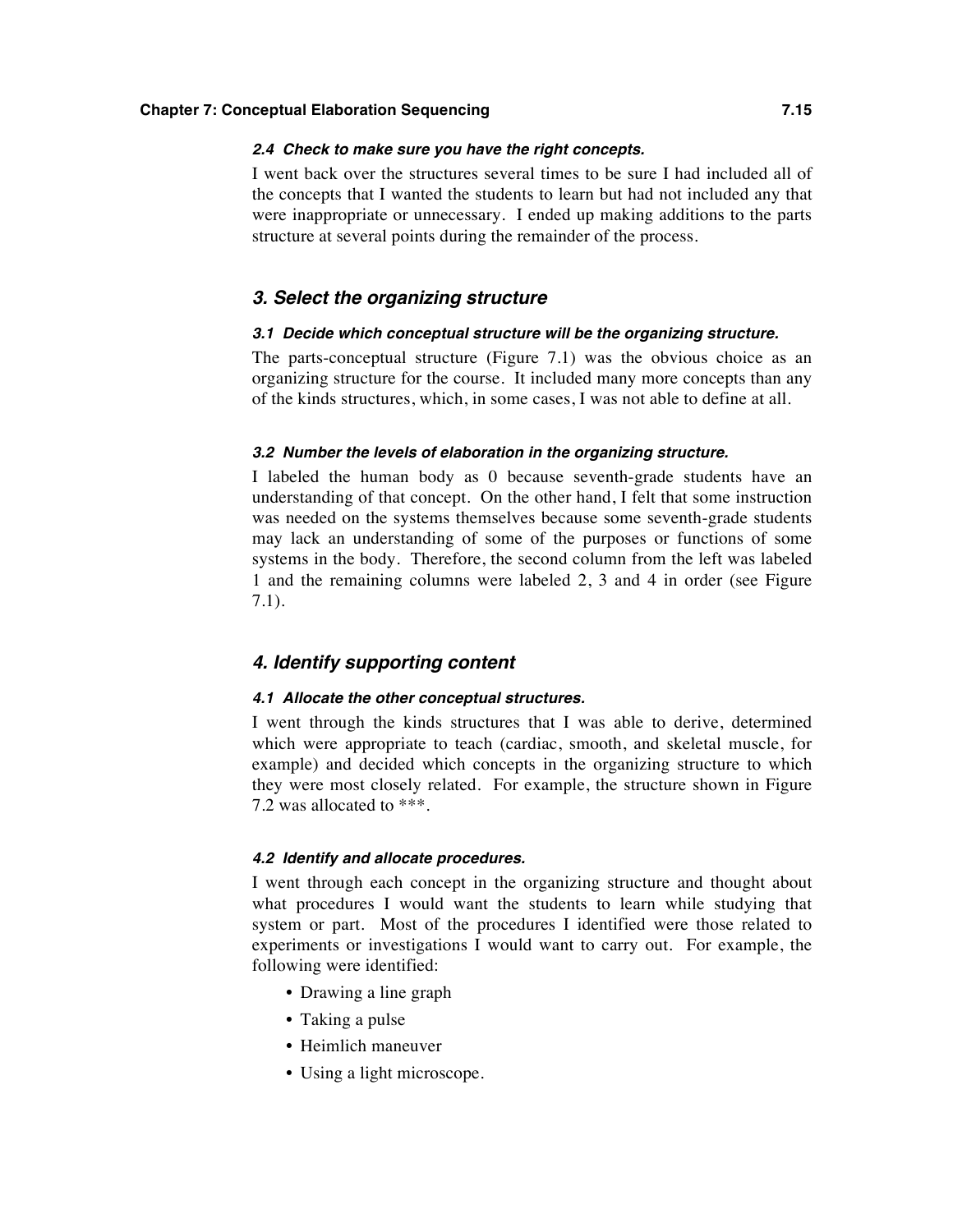#### *2.4 Check to make sure you have the right concepts.*

I went back over the structures several times to be sure I had included all of the concepts that I wanted the students to learn but had not included any that were inappropriate or unnecessary. I ended up making additions to the parts structure at several points during the remainder of the process.

### *3. Select the organizing structure*

#### *3.1 Decide which conceptual structure will be the organizing structure.*

The parts-conceptual structure (Figure 7.1) was the obvious choice as an organizing structure for the course. It included many more concepts than any of the kinds structures, which, in some cases, I was not able to define at all.

#### *3.2 Number the levels of elaboration in the organizing structure.*

I labeled the human body as 0 because seventh-grade students have an understanding of that concept. On the other hand, I felt that some instruction was needed on the systems themselves because some seventh-grade students may lack an understanding of some of the purposes or functions of some systems in the body. Therefore, the second column from the left was labeled 1 and the remaining columns were labeled 2, 3 and 4 in order (see Figure 7.1).

### *4. Identify supporting content*

#### *4.1 Allocate the other conceptual structures.*

I went through the kinds structures that I was able to derive, determined which were appropriate to teach (cardiac, smooth, and skeletal muscle, for example) and decided which concepts in the organizing structure to which they were most closely related. For example, the structure shown in Figure 7.2 was allocated to ***.

#### *4.2 Identify and allocate procedures.*

I went through each concept in the organizing structure and thought about what procedures I would want the students to learn while studying that system or part. Most of the procedures I identified were those related to experiments or investigations I would want to carry out. For example, the following were identified:

- Drawing a line graph
- Taking a pulse
- Heimlich maneuver
- Using a light microscope.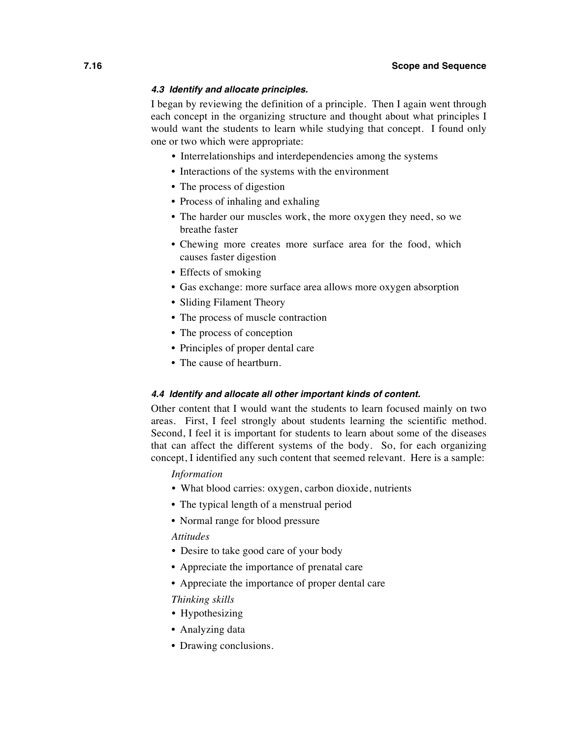#### *4.3 Identify and allocate principles.*

I began by reviewing the definition of a principle. Then I again went through each concept in the organizing structure and thought about what principles I would want the students to learn while studying that concept. I found only one or two which were appropriate:

- Interrelationships and interdependencies among the systems
- Interactions of the systems with the environment
- The process of digestion
- Process of inhaling and exhaling
- The harder our muscles work, the more oxygen they need, so we breathe faster
- Chewing more creates more surface area for the food, which causes faster digestion
- Effects of smoking
- Gas exchange: more surface area allows more oxygen absorption
- Sliding Filament Theory
- The process of muscle contraction
- The process of conception
- Principles of proper dental care
- The cause of heartburn.

#### *4.4 Identify and allocate all other important kinds of content.*

Other content that I would want the students to learn focused mainly on two areas. First, I feel strongly about students learning the scientific method. Second, I feel it is important for students to learn about some of the diseases that can affect the different systems of the body. So, for each organizing concept, I identified any such content that seemed relevant. Here is a sample:

*Information*

- What blood carries: oxygen, carbon dioxide, nutrients
- The typical length of a menstrual period
- Normal range for blood pressure

*Attitudes*

- Desire to take good care of your body
- Appreciate the importance of prenatal care
- Appreciate the importance of proper dental care

*Thinking skills*

- Hypothesizing
- Analyzing data
- Drawing conclusions.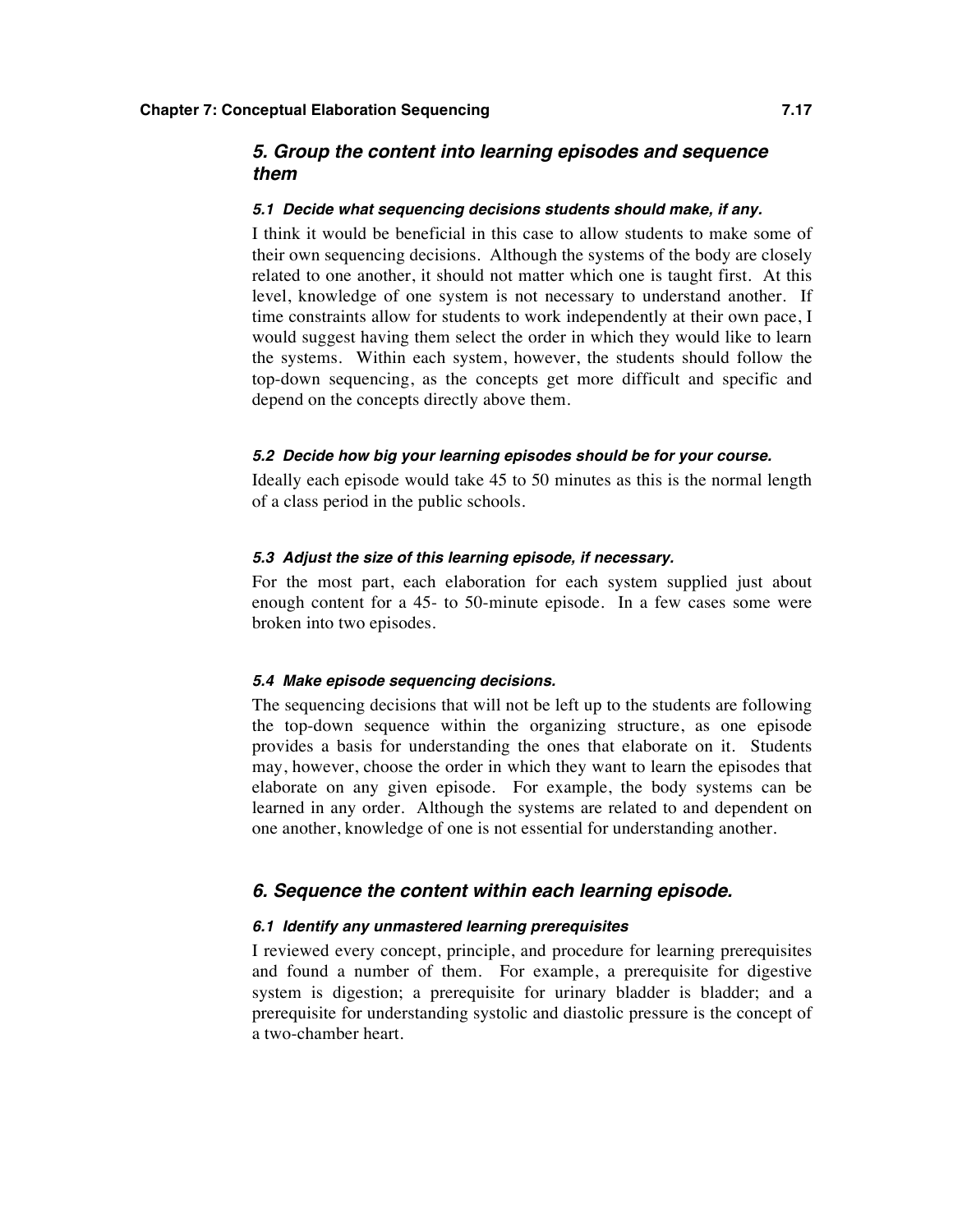## *5. Group the content into learning episodes and sequence them*

#### *5.1 Decide what sequencing decisions students should make, if any.*

I think it would be beneficial in this case to allow students to make some of their own sequencing decisions. Although the systems of the body are closely related to one another, it should not matter which one is taught first. At this level, knowledge of one system is not necessary to understand another. If time constraints allow for students to work independently at their own pace, I would suggest having them select the order in which they would like to learn the systems. Within each system, however, the students should follow the top-down sequencing, as the concepts get more difficult and specific and depend on the concepts directly above them.

#### *5.2 Decide how big your learning episodes should be for your course.*

Ideally each episode would take 45 to 50 minutes as this is the normal length of a class period in the public schools.

#### *5.3 Adjust the size of this learning episode, if necessary.*

For the most part, each elaboration for each system supplied just about enough content for a 45- to 50-minute episode. In a few cases some were broken into two episodes.

#### *5.4 Make episode sequencing decisions.*

The sequencing decisions that will not be left up to the students are following the top-down sequence within the organizing structure, as one episode provides a basis for understanding the ones that elaborate on it. Students may, however, choose the order in which they want to learn the episodes that elaborate on any given episode. For example, the body systems can be learned in any order. Although the systems are related to and dependent on one another, knowledge of one is not essential for understanding another.

## *6. Sequence the content within each learning episode.*

#### *6.1 Identify any unmastered learning prerequisites*

I reviewed every concept, principle, and procedure for learning prerequisites and found a number of them. For example, a prerequisite for digestive system is digestion; a prerequisite for urinary bladder is bladder; and a prerequisite for understanding systolic and diastolic pressure is the concept of a two-chamber heart.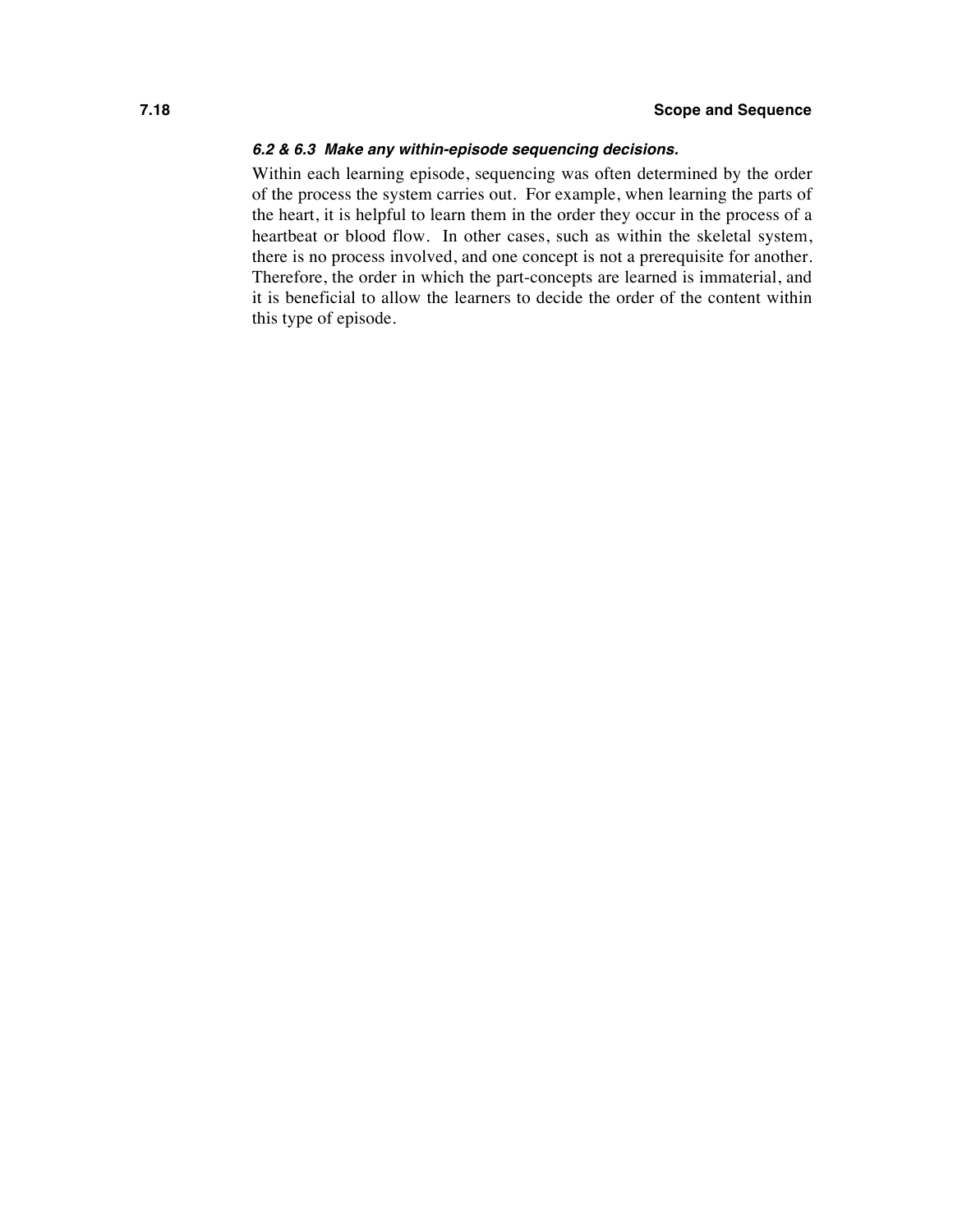***6.2 & 6.3 Make any within-episode sequencing decisions.***

Within each learning episode, sequencing was often determined by the order of the process the system carries out. For example, when learning the parts of the heart, it is helpful to learn them in the order they occur in the process of a heartbeat or blood flow. In other cases, such as within the skeletal system, there is no process involved, and one concept is not a prerequisite for another. Therefore, the order in which the part-concepts are learned is immaterial, and it is beneficial to allow the learners to decide the order of the content within this type of episode.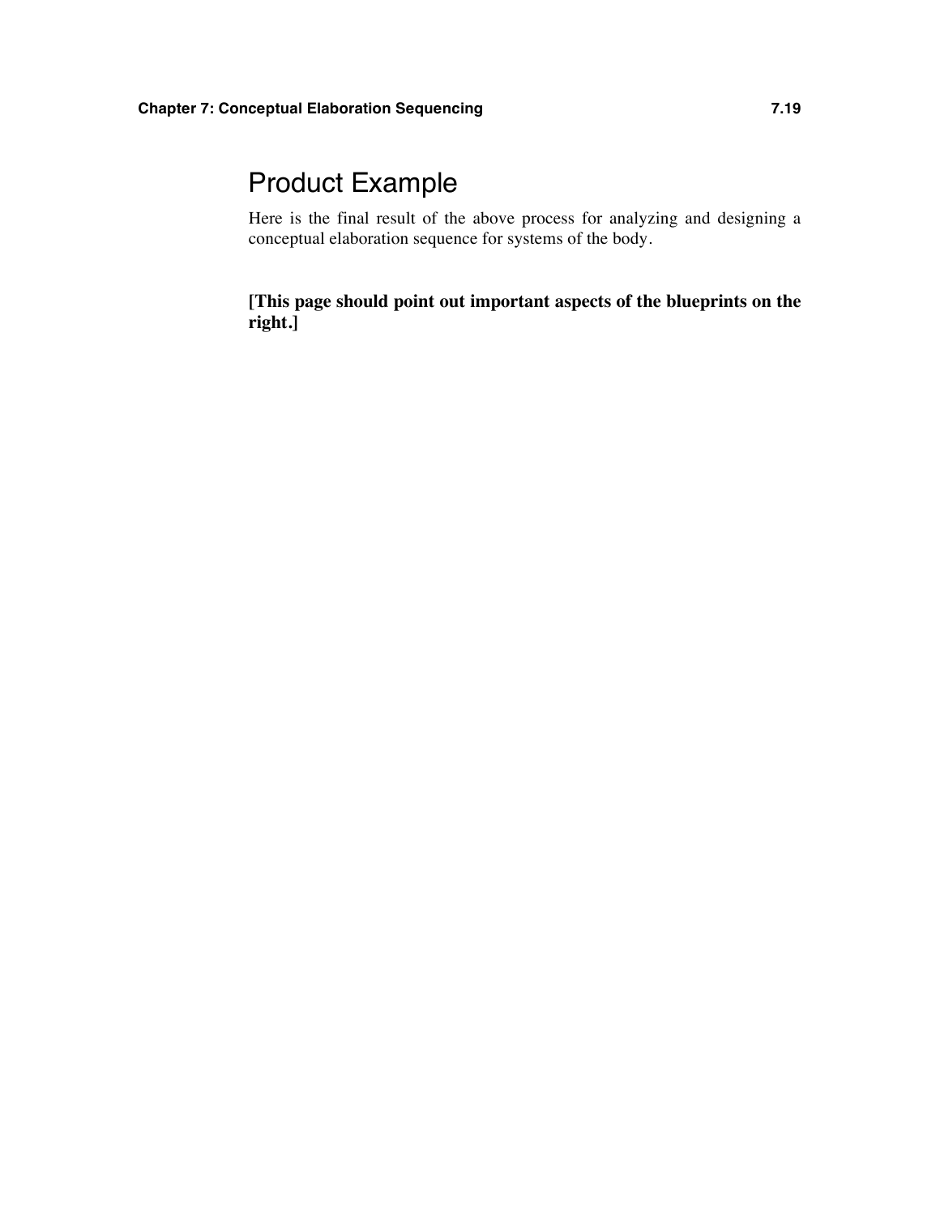## Product Example

Here is the final result of the above process for analyzing and designing a conceptual elaboration sequence for systems of the body.

**[This page should point out important aspects of the blueprints on the right.]**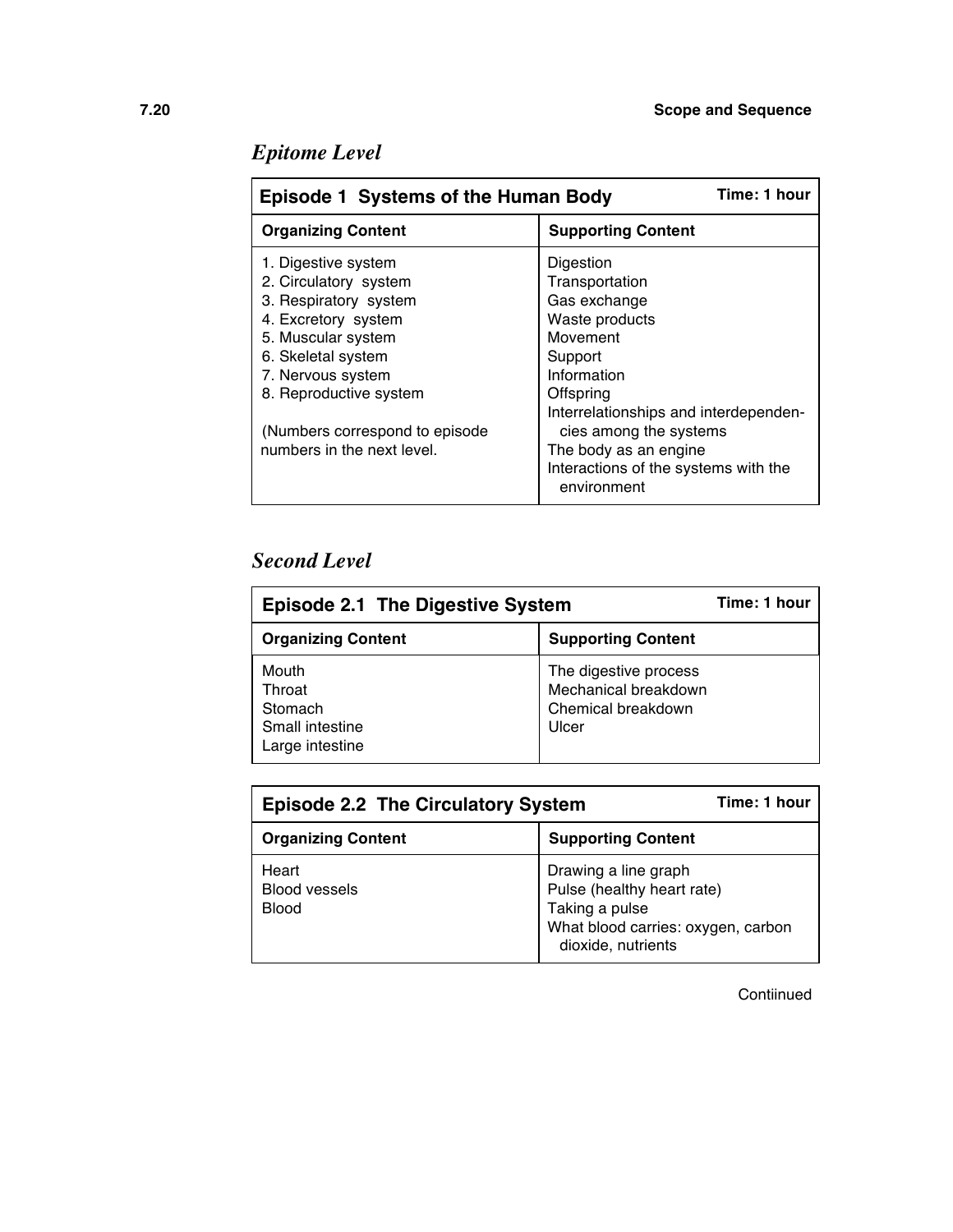## *Epitome Level*

| Episode 1 Systems of the Human Body | Time: 1 hour |
|---|---|
| **Organizing Content** | **Supporting Content** |
| 1. Digestive system<br>2. Circulatory system<br>3. Respiratory system<br>4. Excretory system<br>5. Muscular system<br>6. Skeletal system<br>7. Nervous system<br>8. Reproductive system<br><br>(Numbers correspond to episode numbers in the next level. | Digestion<br>Transportation<br>Gas exchange<br>Waste products<br>Movement<br>Support<br>Information<br>Offspring<br>Interrelationships and interdependencies among the systems<br>The body as an engine<br>Interactions of the systems with the environment |

## *Second Level*

| Episode 2.1 The Digestive System | Time: 1 hour |
|---|---|
| **Organizing Content** | **Supporting Content** |
| Mouth<br>Throat<br>Stomach<br>Small intestine<br>Large intestine | The digestive process<br>Mechanical breakdown<br>Chemical breakdown<br>Ulcer |

| Episode 2.2 The Circulatory System | Time: 1 hour |
|---|---|
| **Organizing Content** | **Supporting Content** |
| Heart<br>Blood vessels<br>Blood | Drawing a line graph<br>Pulse (healthy heart rate)<br>Taking a pulse<br>What blood carries: oxygen, carbon dioxide, nutrients |

Contiinued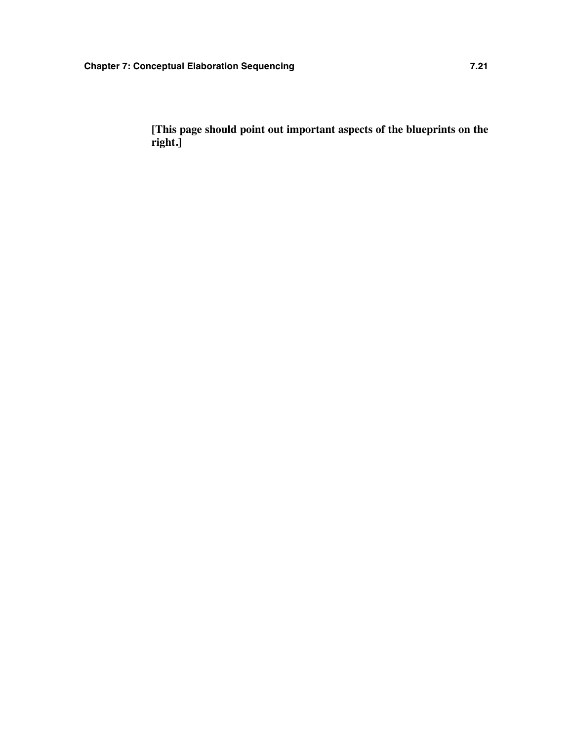**[This page should point out important aspects of the blueprints on the right.]**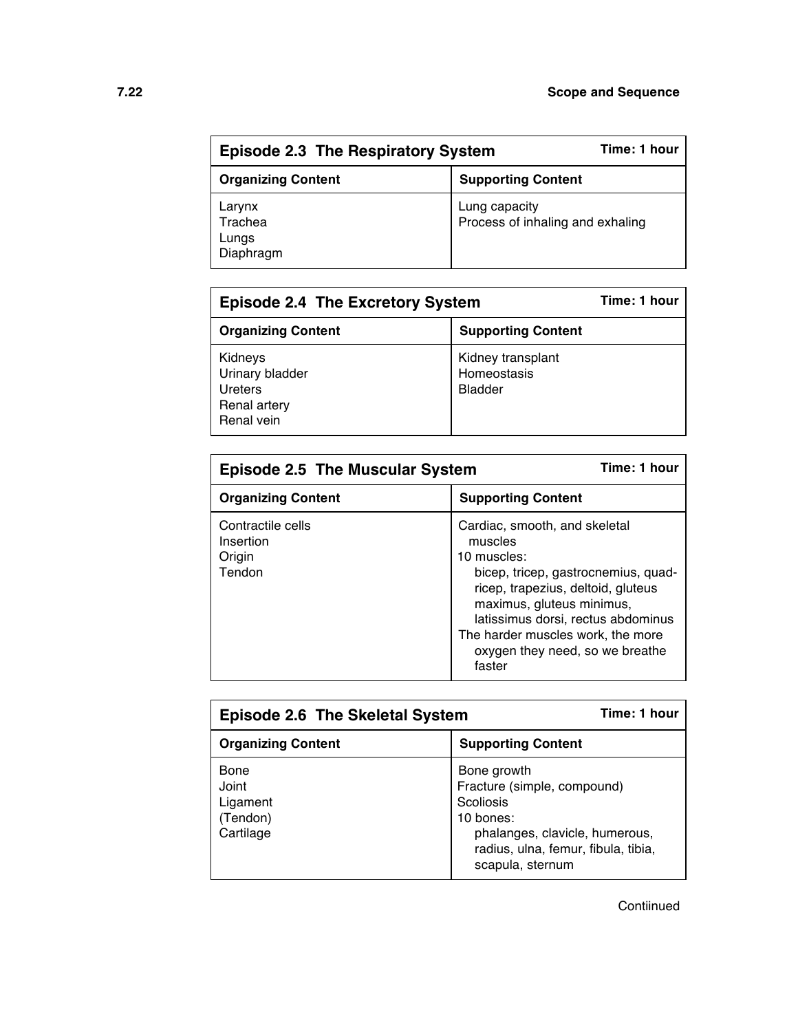| Episode 2.3 The Respiratory System | Time: 1 hour |
|---|---|
| **Organizing Content** | **Supporting Content** |
| Larynx<br>Trachea<br>Lungs<br>Diaphragm | Lung capacity<br>Process of inhaling and exhaling |

| Episode 2.4 The Excretory System | Time: 1 hour |
|---|---|
| **Organizing Content** | **Supporting Content** |
| Kidneys<br>Urinary bladder<br>Ureters<br>Renal artery<br>Renal vein | Kidney transplant<br>Homeostasis<br>Bladder |

| Episode 2.5 The Muscular System | Time: 1 hour |
|---|---|
| **Organizing Content** | **Supporting Content** |
| Contractile cells<br>Insertion<br>Origin<br>Tendon | Cardiac, smooth, and skeletal muscles<br>10 muscles:<br>bicep, tricep, gastrocnemius, quadricep, trapezius, deltoid, gluteus maximus, gluteus minimus, latissimus dorsi, rectus abdominus<br>The harder muscles work, the more oxygen they need, so we breathe faster |

| Episode 2.6 The Skeletal System | Time: 1 hour |
|---|---|
| **Organizing Content** | **Supporting Content** |
| Bone<br>Joint<br>Ligament<br>(Tendon)<br>Cartilage | Bone growth<br>Fracture (simple, compound)<br>Scoliosis<br>10 bones:<br>phalanges, clavicle, humerous, radius, ulna, femur, fibula, tibia, scapula, sternum |

Contiinued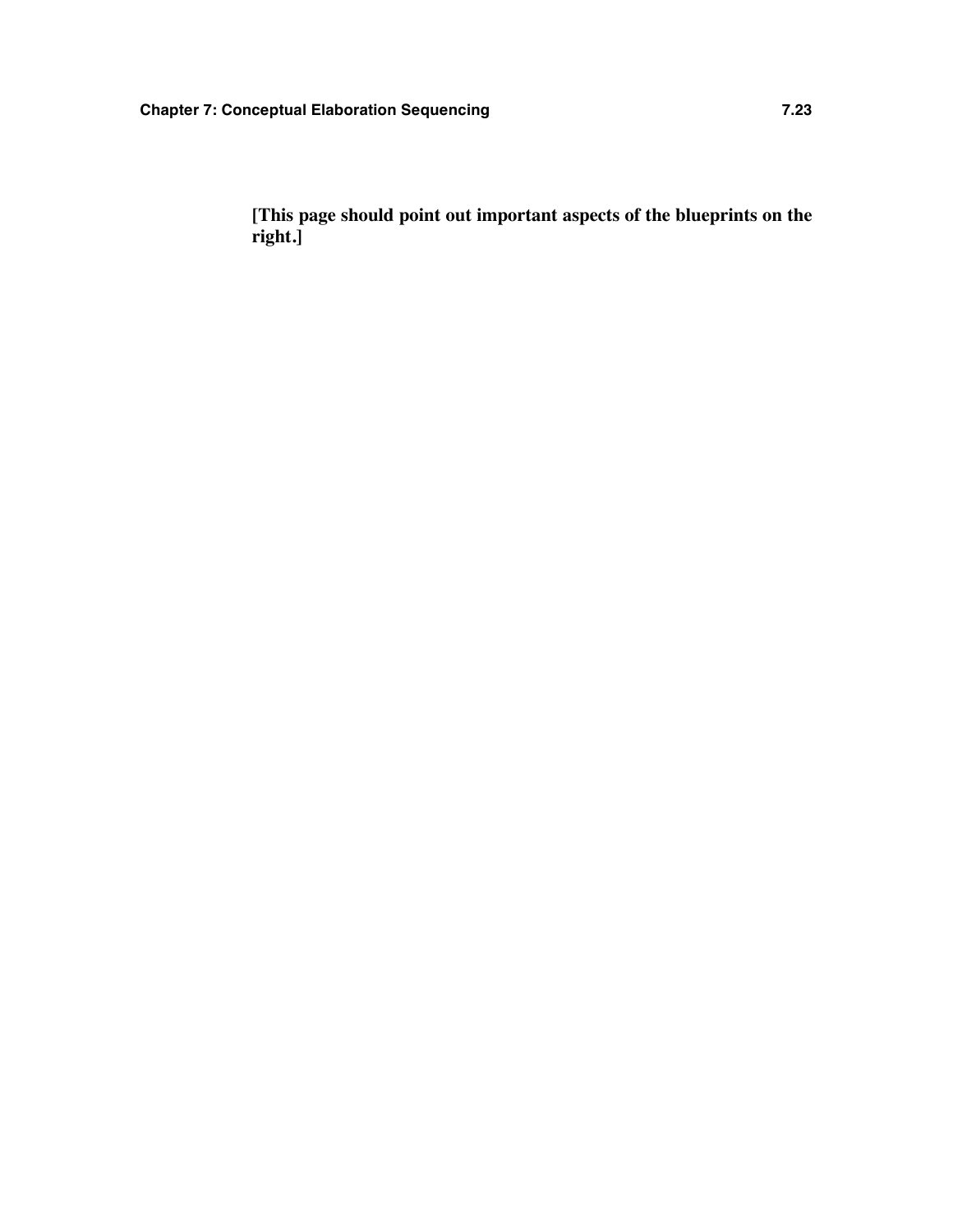**[This page should point out important aspects of the blueprints on the right.]**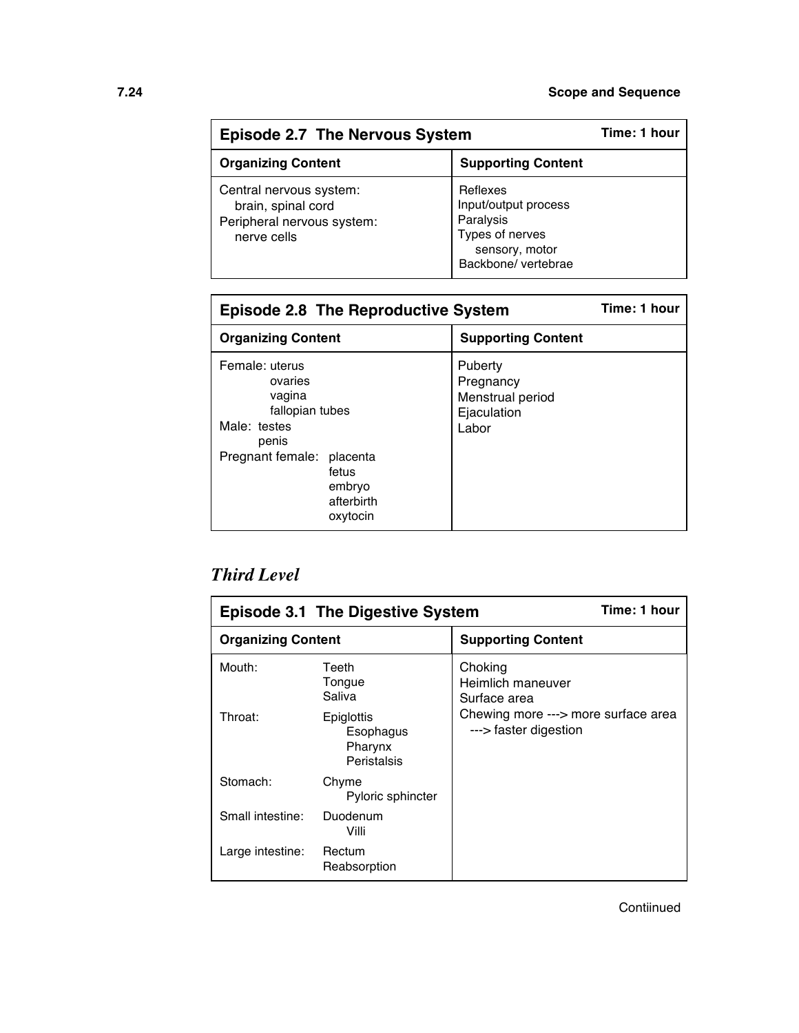| Episode 2.7 The Nervous System | Time: 1 hour |
|---|---|
| **Organizing Content** | **Supporting Content** |
| Central nervous system:<br>brain, spinal cord<br>Peripheral nervous system:<br>nerve cells | Reflexes<br>Input/output process<br>Paralysis<br>Types of nerves<br>sensory, motor<br>Backbone/ vertebrae |

| Episode 2.8 The Reproductive System | Time: 1 hour |
|---|---|
| **Organizing Content** | **Supporting Content** |
| Female: uterus<br>ovaries<br>vagina<br>fallopian tubes<br>Male: testes<br>penis<br>Pregnant female: placenta<br>fetus<br>embryo<br>afterbirth<br>oxytocin | Puberty<br>Pregnancy<br>Menstrual period<br>Ejaculation<br>Labor |

## *Third Level*

| Episode 3.1 The Digestive System | | Time: 1 hour |
|---|---|---|
| **Organizing Content** | | **Supporting Content** |
| Mouth: | Teeth<br>Tongue<br>Saliva | Choking<br>Heimlich maneuver<br>Surface area<br>Chewing more ---> more surface area ---> faster digestion |
| Throat: | Epiglottis<br>Esophagus<br>Pharynx<br>Peristalsis | |
| Stomach: | Chyme<br>Pyloric sphincter | |
| Small intestine: | Duodenum<br>Villi | |
| Large intestine: | Rectum<br>Reabsorption | |

Contiinued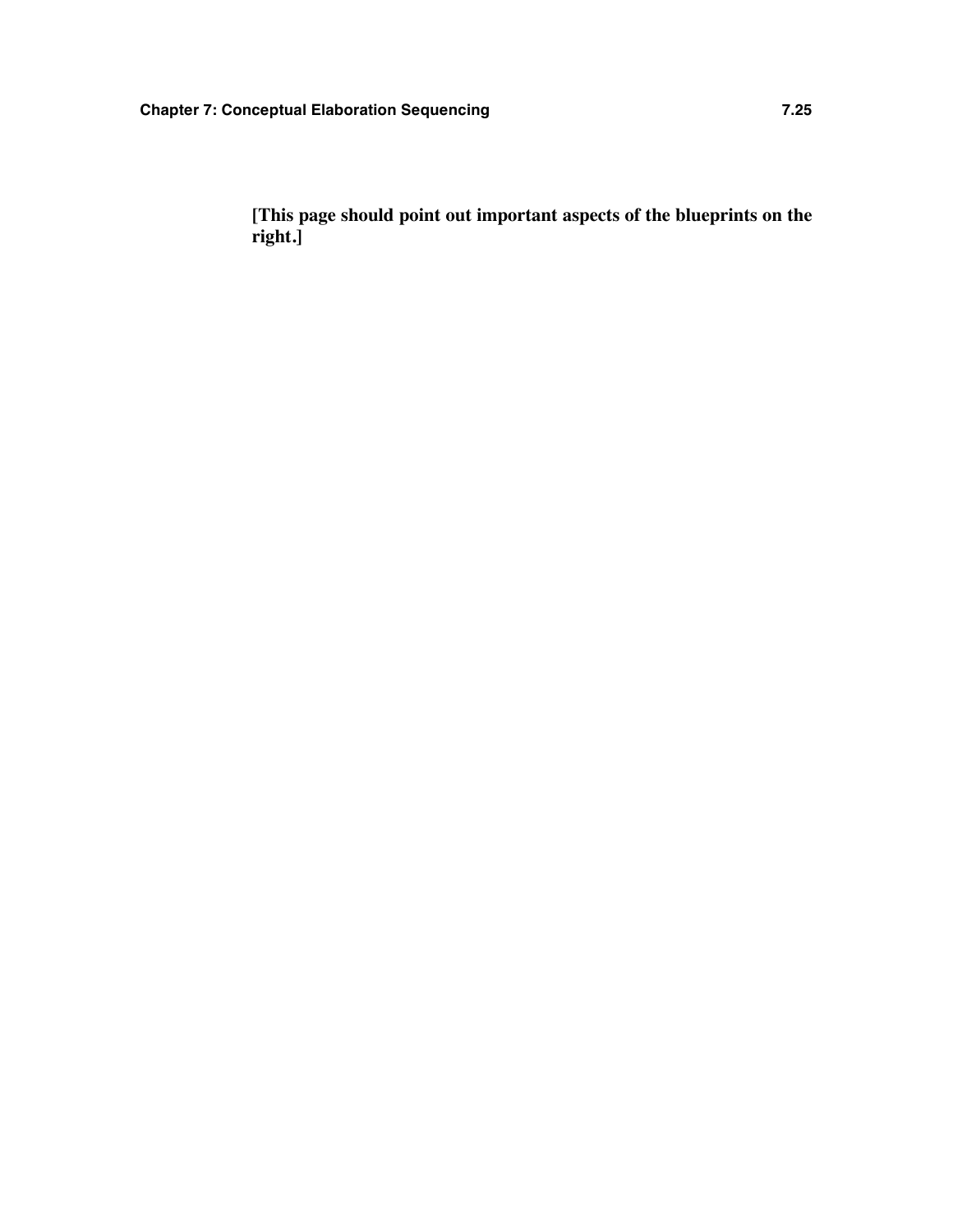**[This page should point out important aspects of the blueprints on the right.]**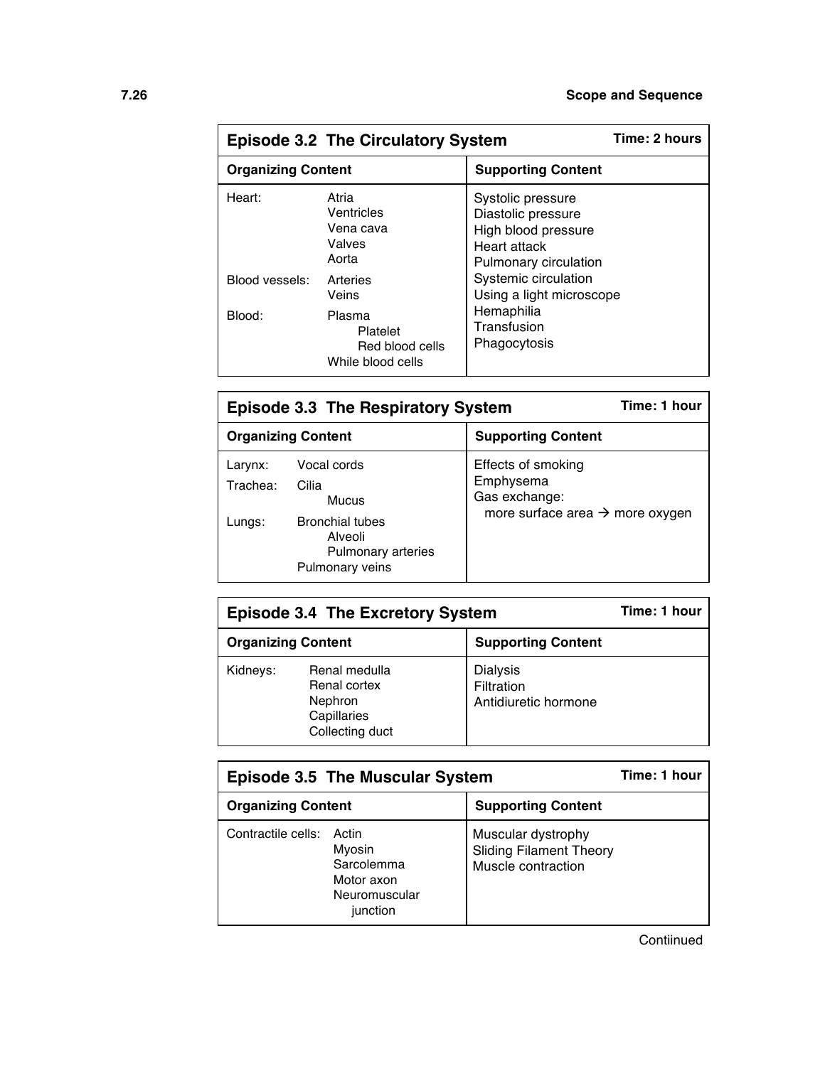## Episode 3.2 The Circulatory System

**Time: 2 hours**

| Organizing Content | | Supporting Content |
|---|---|---|
| Heart: | Atria<br>Ventricles<br>Vena cava<br>Valves<br>Aorta | Systolic pressure<br>Diastolic pressure<br>High blood pressure<br>Heart attack<br>Pulmonary circulation<br>Systemic circulation<br>Using a light microscope<br>Hemaphilia<br>Transfusion<br>Phagocytosis |
| Blood vessels: | Arteries<br>Veins | |
| Blood: | Plasma<br>Platelet<br>Red blood cells<br>While blood cells | |

## Episode 3.3 The Respiratory System

**Time: 1 hour**

| Organizing Content | | Supporting Content |
|---|---|---|
| Larynx: | Vocal cords | Effects of smoking<br>Emphysema<br>Gas exchange:<br>more surface area → more oxygen |
| Trachea: | Cilia<br>Mucus | |
| Lungs: | Bronchial tubes<br>Alveoli<br>Pulmonary arteries<br>Pulmonary veins | |

## Episode 3.4 The Excretory System

**Time: 1 hour**

| Organizing Content | | Supporting Content |
|---|---|---|
| Kidneys: | Renal medulla<br>Renal cortex<br>Nephron<br>Capillaries<br>Collecting duct | Dialysis<br>Filtration<br>Antidiuretic hormone |

## Episode 3.5 The Muscular System

**Time: 1 hour**

| Organizing Content | | Supporting Content |
|---|---|---|
| Contractile cells: | Actin<br>Myosin<br>Sarcolemma<br>Motor axon<br>Neuromuscular junction | Muscular dystrophy<br>Sliding Filament Theory<br>Muscle contraction |

Contiinued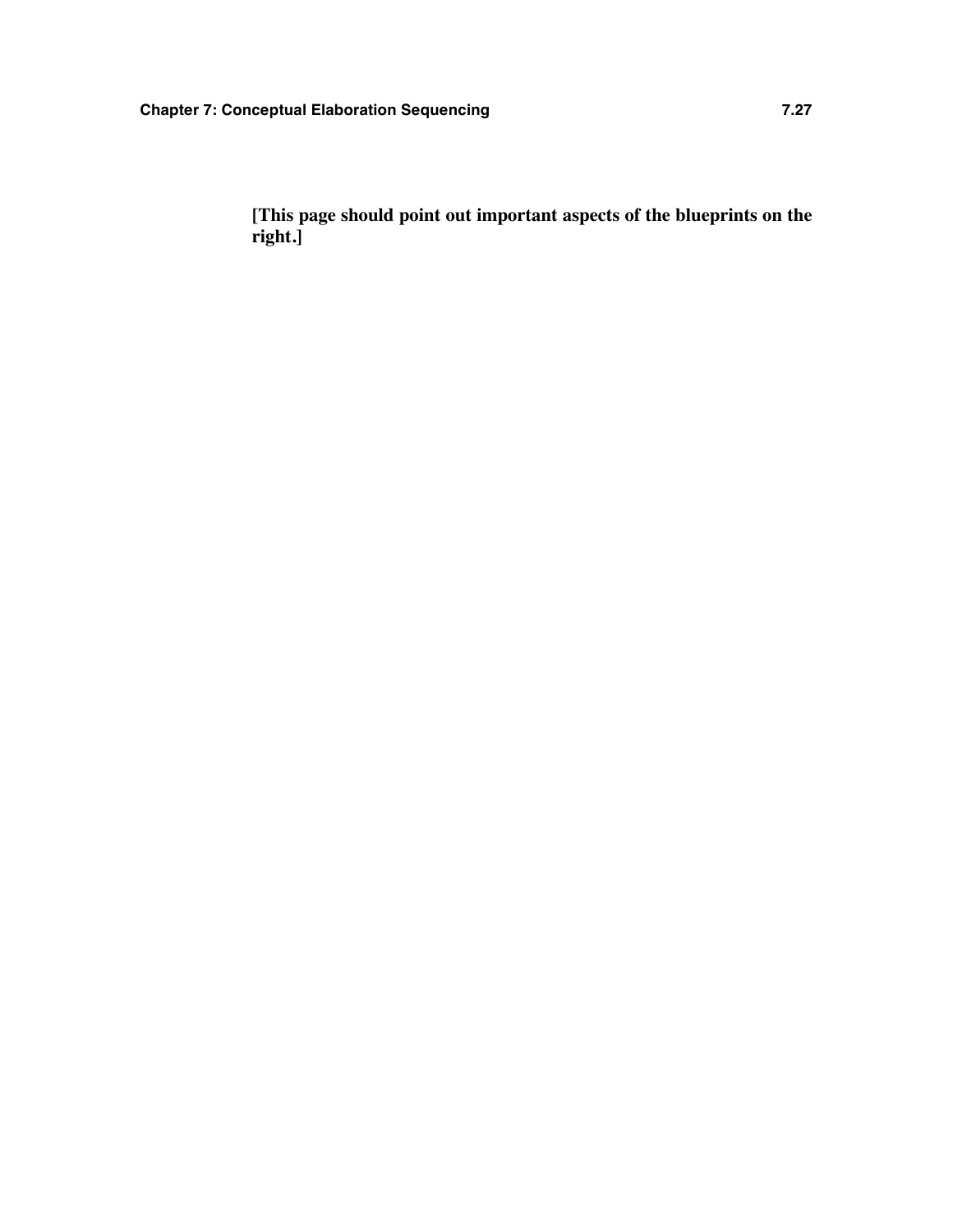**[This page should point out important aspects of the blueprints on the right.]**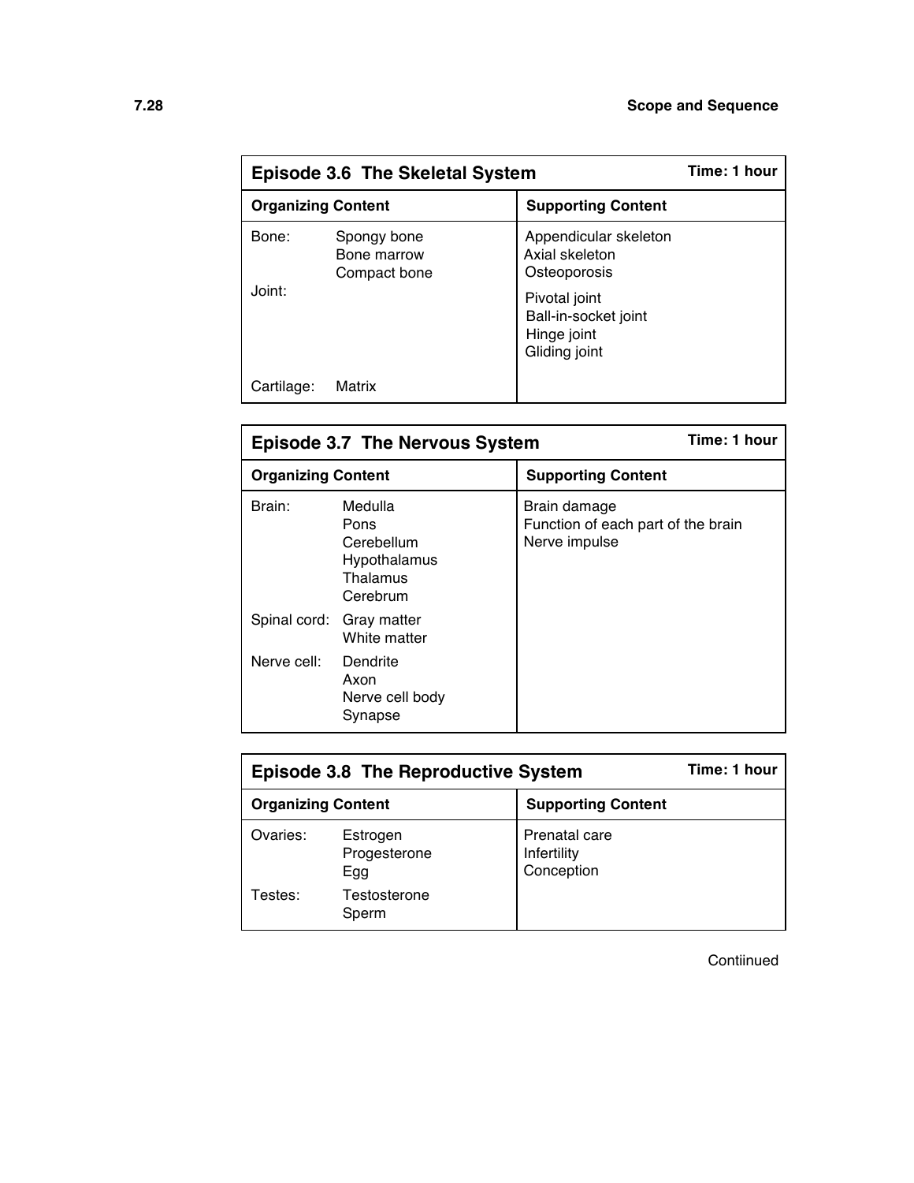### Episode 3.6 The Skeletal System

**Time: 1 hour**

| Organizing Content | | Supporting Content |
|---|---|---|
| Bone: | Spongy bone<br>Bone marrow<br>Compact bone | Appendicular skeleton<br>Axial skeleton<br>Osteoporosis |
| Joint: | | Pivotal joint<br>Ball-in-socket joint<br>Hinge joint<br>Gliding joint |
| Cartilage: | Matrix | |

### Episode 3.7 The Nervous System

**Time: 1 hour**

| Organizing Content | | Supporting Content |
|---|---|---|
| Brain: | Medulla<br>Pons<br>Cerebellum<br>Hypothalamus<br>Thalamus<br>Cerebrum | Brain damage<br>Function of each part of the brain<br>Nerve impulse |
| Spinal cord: | Gray matter<br>White matter | |
| Nerve cell: | Dendrite<br>Axon<br>Nerve cell body<br>Synapse | |

### Episode 3.8 The Reproductive System

**Time: 1 hour**

| Organizing Content | | Supporting Content |
|---|---|---|
| Ovaries: | Estrogen<br>Progesterone<br>Egg | Prenatal care<br>Infertility<br>Conception |
| Testes: | Testosterone<br>Sperm | |

Contiinued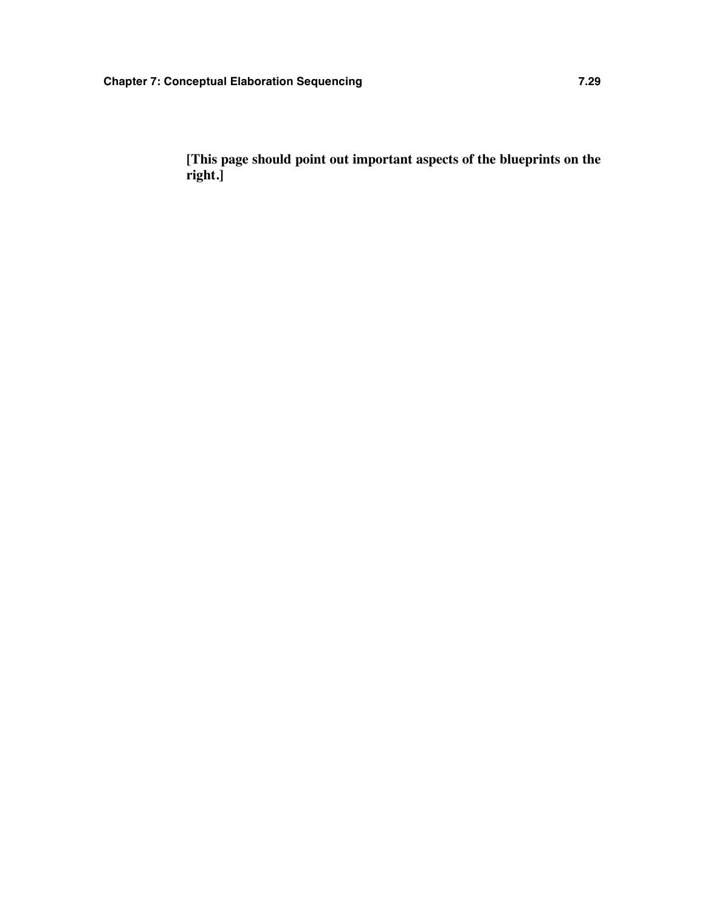**[This page should point out important aspects of the blueprints on the right.]**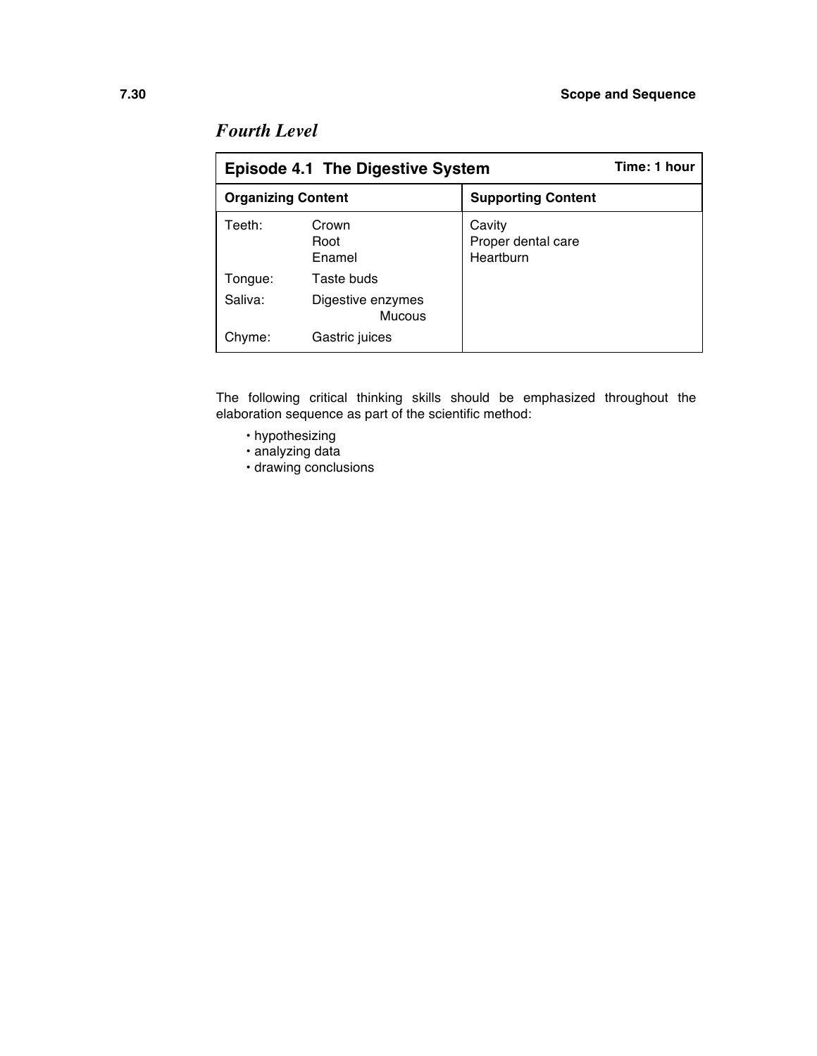## *Fourth Level*

| **Episode 4.1 The Digestive System** | | **Time: 1 hour** |
|---|---|---|
| **Organizing Content** | | **Supporting Content** |
| Teeth: | Crown<br>Root<br>Enamel | Cavity<br>Proper dental care<br>Heartburn |
| Tongue: | Taste buds | |
| Saliva: | Digestive enzymes<br>Mucous | |
| Chyme: | Gastric juices | |

The following critical thinking skills should be emphasized throughout the elaboration sequence as part of the scientific method:

- hypothesizing
- analyzing data
- drawing conclusions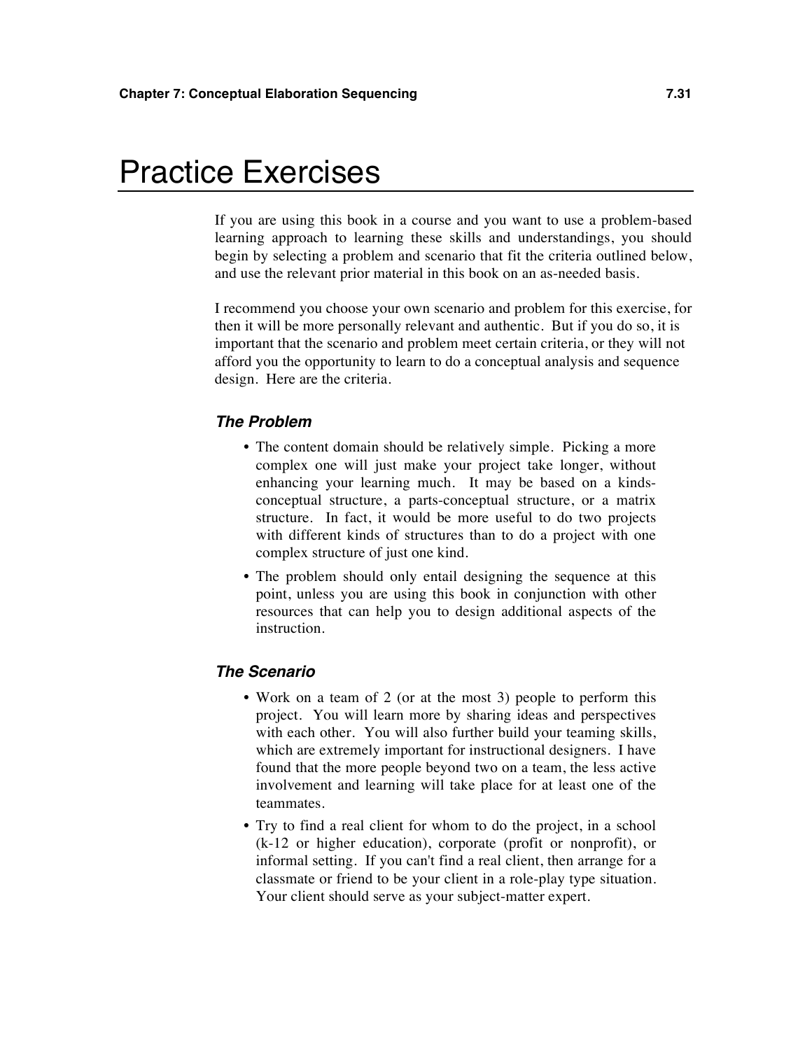# Practice Exercises

If you are using this book in a course and you want to use a problem-based learning approach to learning these skills and understandings, you should begin by selecting a problem and scenario that fit the criteria outlined below, and use the relevant prior material in this book on an as-needed basis.

I recommend you choose your own scenario and problem for this exercise, for then it will be more personally relevant and authentic. But if you do so, it is important that the scenario and problem meet certain criteria, or they will not afford you the opportunity to learn to do a conceptual analysis and sequence design. Here are the criteria.

### *The Problem*

- The content domain should be relatively simple. Picking a more complex one will just make your project take longer, without enhancing your learning much. It may be based on a kinds-conceptual structure, a parts-conceptual structure, or a matrix structure. In fact, it would be more useful to do two projects with different kinds of structures than to do a project with one complex structure of just one kind.
- The problem should only entail designing the sequence at this point, unless you are using this book in conjunction with other resources that can help you to design additional aspects of the instruction.

### *The Scenario*

- Work on a team of 2 (or at the most 3) people to perform this project. You will learn more by sharing ideas and perspectives with each other. You will also further build your teaming skills, which are extremely important for instructional designers. I have found that the more people beyond two on a team, the less active involvement and learning will take place for at least one of the teammates.
- Try to find a real client for whom to do the project, in a school (k-12 or higher education), corporate (profit or nonprofit), or informal setting. If you can't find a real client, then arrange for a classmate or friend to be your client in a role-play type situation. Your client should serve as your subject-matter expert.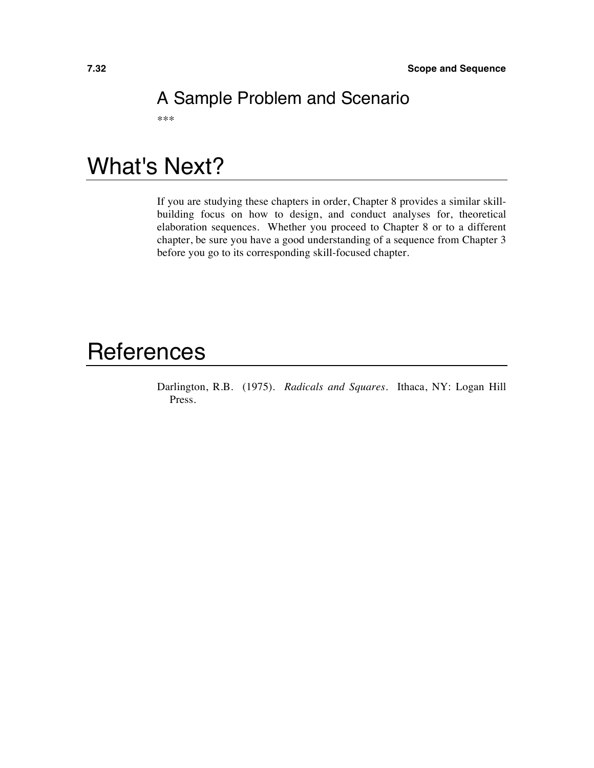### A Sample Problem and Scenario

***

# What's Next?

If you are studying these chapters in order, Chapter 8 provides a similar skill-building focus on how to design, and conduct analyses for, theoretical elaboration sequences. Whether you proceed to Chapter 8 or to a different chapter, be sure you have a good understanding of a sequence from Chapter 3 before you go to its corresponding skill-focused chapter.

# References

Darlington, R.B. (1975). *Radicals and Squares*. Ithaca, NY: Logan Hill Press.